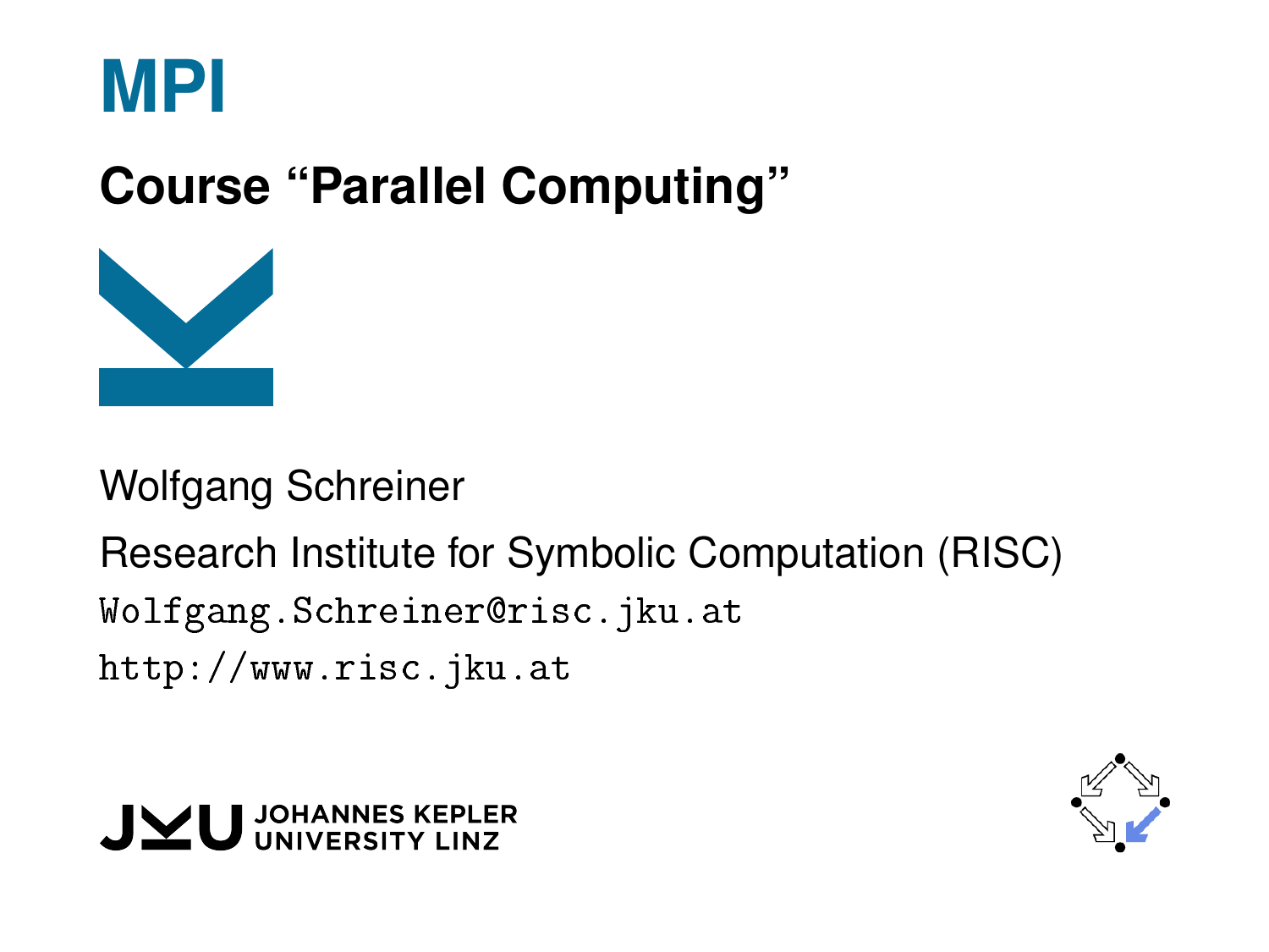# MPI

## Course "Parallel Computing"

Wolfgang Schreiner

Research Institute for Symbolic Computation (RISC)

Wolfgang.Schreiner@risc.jku.at

http://www.risc.jku.at

JOHANNES KEPLER UNIVERSITY LINZ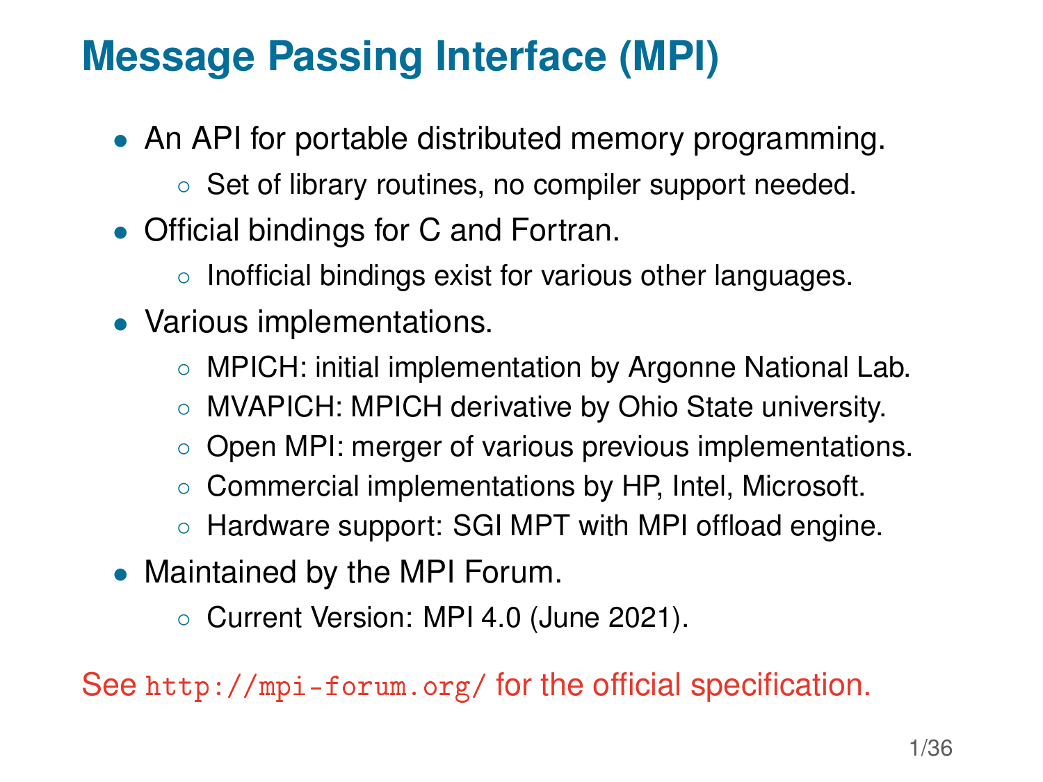# Message Passing Interface (MPI)

- An API for portable distributed memory programming.
  - Set of library routines, no compiler support needed.
- Official bindings for C and Fortran.
  - Inofficial bindings exist for various other languages.
- Various implementations.
  - MPICH: initial implementation by Argonne National Lab.
  - MVAPICH: MPICH derivative by Ohio State university.
  - Open MPI: merger of various previous implementations.
  - Commercial implementations by HP, Intel, Microsoft.
  - Hardware support: SGI MPT with MPI offload engine.
- Maintained by the MPI Forum.
  - Current Version: MPI 4.0 (June 2021).

See `http://mpi-forum.org/` for the official specification.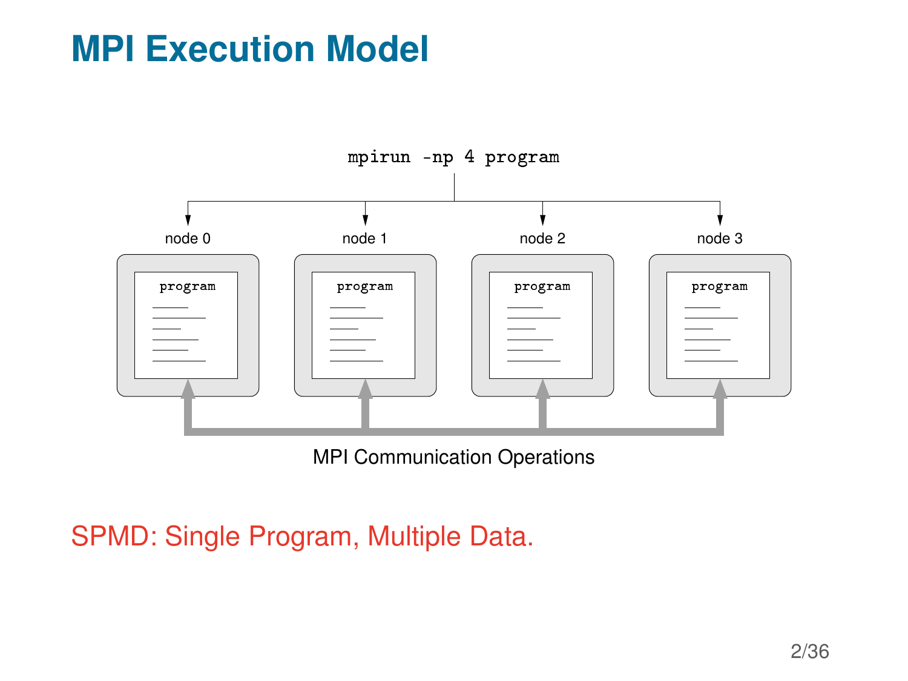# MPI Execution Model

```
mpirun -np 4 program
```

node 0 — program

node 1 — program

node 2 — program

node 3 — program

MPI Communication Operations

SPMD: Single Program, Multiple Data.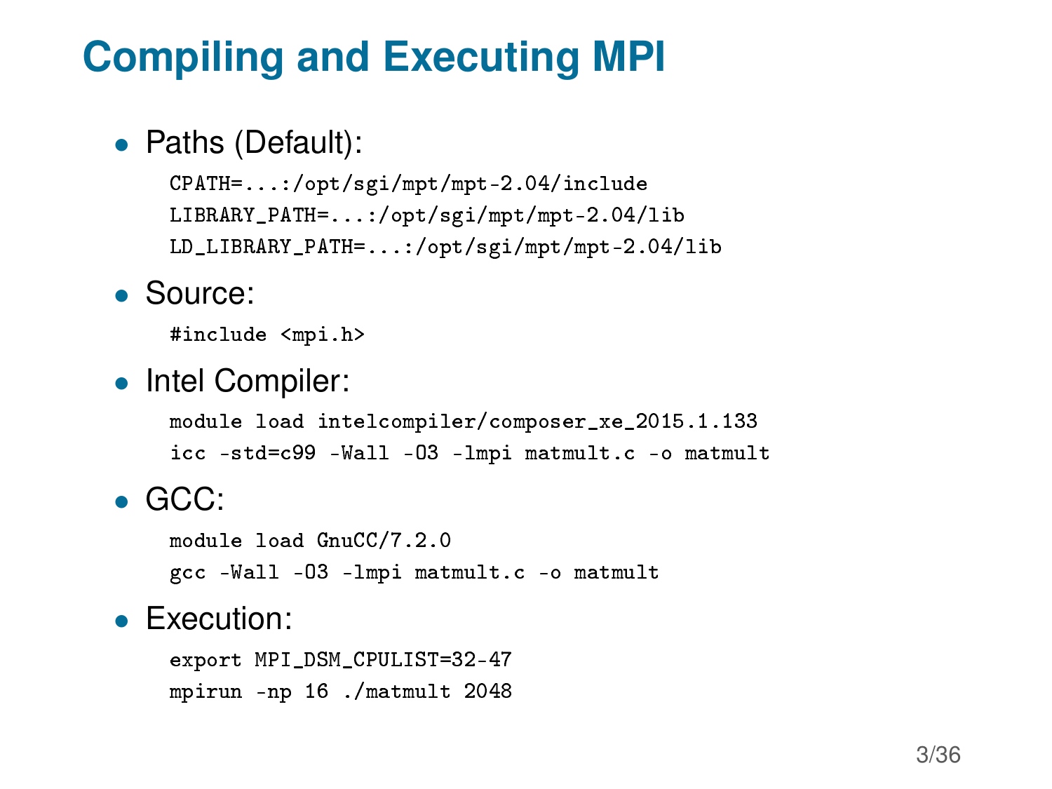# Compiling and Executing MPI

- Paths (Default):

```
CPATH=...:/opt/sgi/mpt/mpt-2.04/include
LIBRARY_PATH=...:/opt/sgi/mpt/mpt-2.04/lib
LD_LIBRARY_PATH=...:/opt/sgi/mpt/mpt-2.04/lib
```

- Source:

```
#include <mpi.h>
```

- Intel Compiler:

```
module load intelcompiler/composer_xe_2015.1.133
icc -std=c99 -Wall -O3 -lmpi matmult.c -o matmult
```

- GCC:

```
module load GnuCC/7.2.0
gcc -Wall -O3 -lmpi matmult.c -o matmult
```

- Execution:

```
export MPI_DSM_CPULIST=32-47
mpirun -np 16 ./matmult 2048
```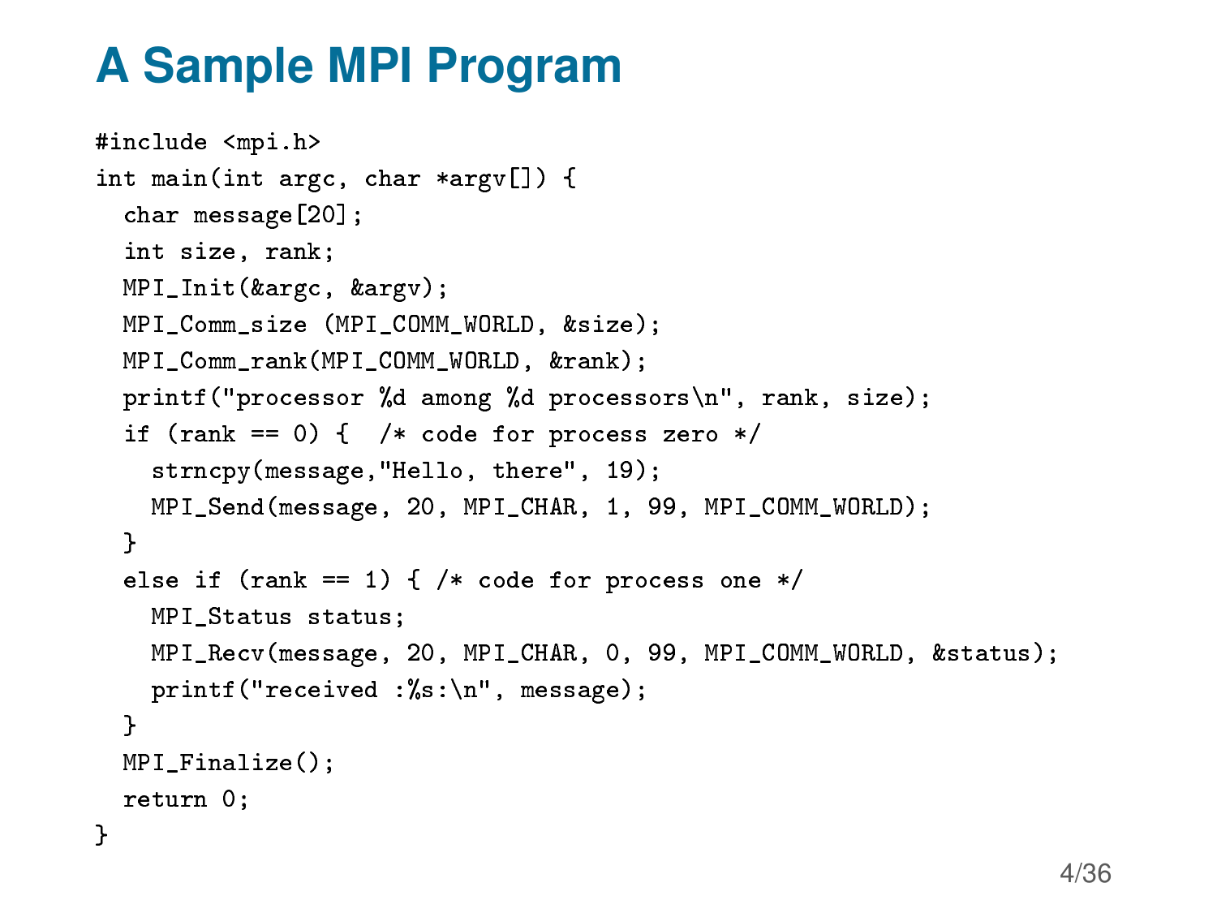# A Sample MPI Program

```
#include <mpi.h>
int main(int argc, char *argv[]) {
  char message[20];
  int size, rank;
  MPI_Init(&argc, &argv);
  MPI_Comm_size (MPI_COMM_WORLD, &size);
  MPI_Comm_rank(MPI_COMM_WORLD, &rank);
  printf("processor %d among %d processors\n", rank, size);
  if (rank == 0) {  /* code for process zero */
    strncpy(message,"Hello, there", 19);
    MPI_Send(message, 20, MPI_CHAR, 1, 99, MPI_COMM_WORLD);
  }
  else if (rank == 1) { /* code for process one */
    MPI_Status status;
    MPI_Recv(message, 20, MPI_CHAR, 0, 99, MPI_COMM_WORLD, &status);
    printf("received :%s:\n", message);
  }
  MPI_Finalize();
  return 0;
}
```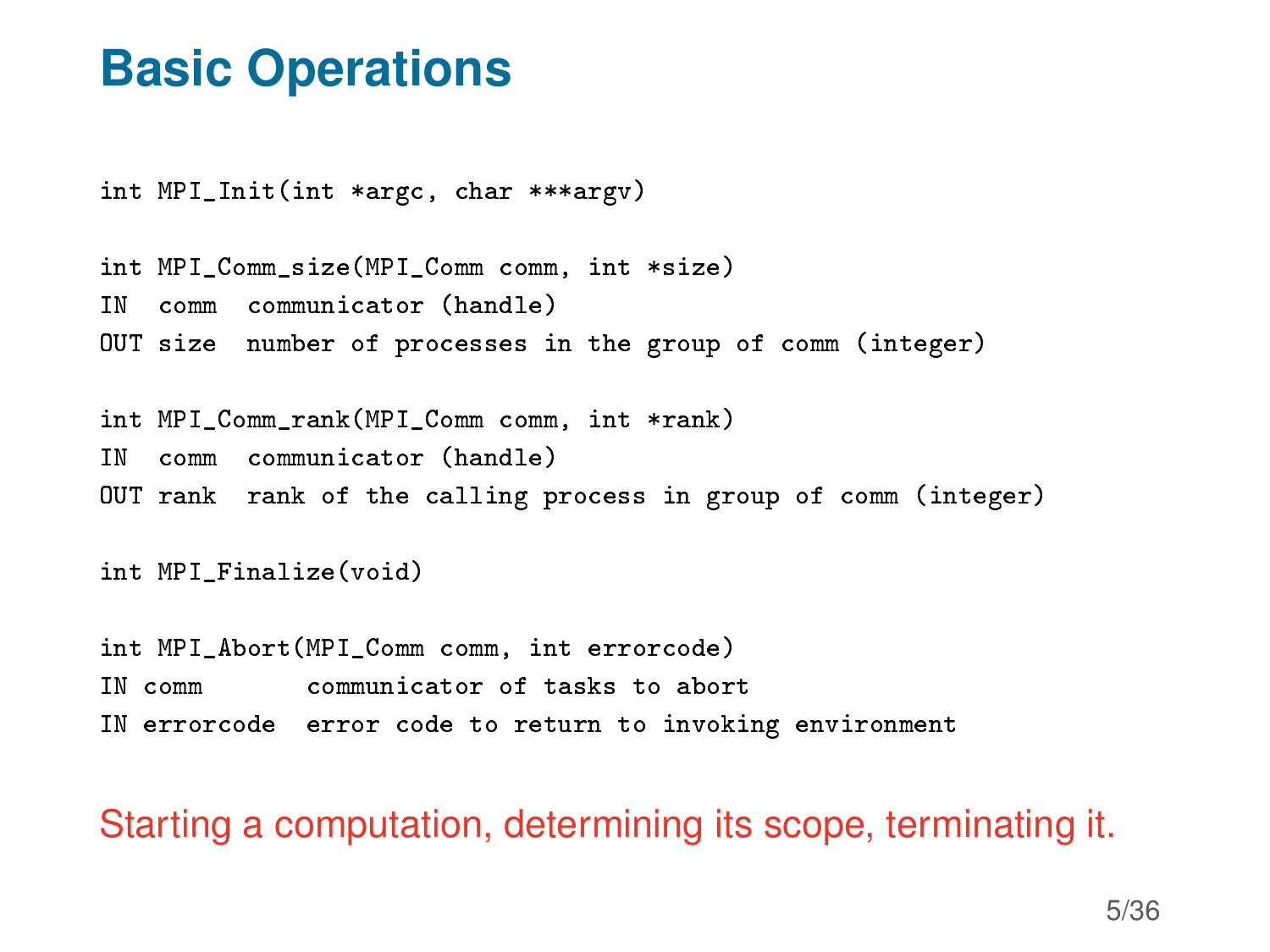# Basic Operations

```
int MPI_Init(int *argc, char ***argv)

int MPI_Comm_size(MPI_Comm comm, int *size)
IN  comm  communicator (handle)
OUT size  number of processes in the group of comm (integer)

int MPI_Comm_rank(MPI_Comm comm, int *rank)
IN  comm  communicator (handle)
OUT rank  rank of the calling process in group of comm (integer)

int MPI_Finalize(void)

int MPI_Abort(MPI_Comm comm, int errorcode)
IN comm       communicator of tasks to abort
IN errorcode  error code to return to invoking environment
```

Starting a computation, determining its scope, terminating it.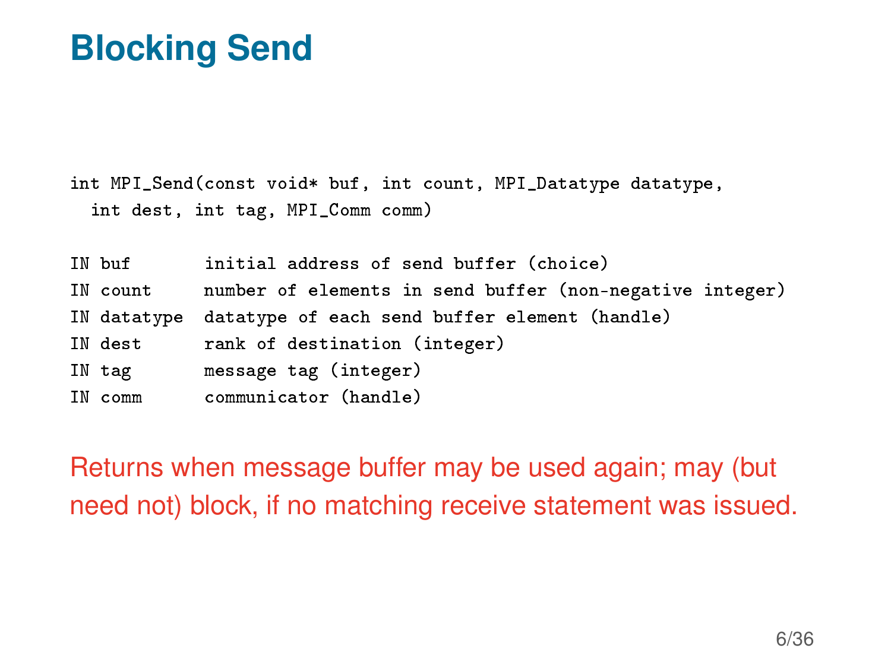# Blocking Send

```
int MPI_Send(const void* buf, int count, MPI_Datatype datatype,
  int dest, int tag, MPI_Comm comm)

IN buf       initial address of send buffer (choice)
IN count     number of elements in send buffer (non-negative integer)
IN datatype  datatype of each send buffer element (handle)
IN dest      rank of destination (integer)
IN tag       message tag (integer)
IN comm      communicator (handle)
```

Returns when message buffer may be used again; may (but need not) block, if no matching receive statement was issued.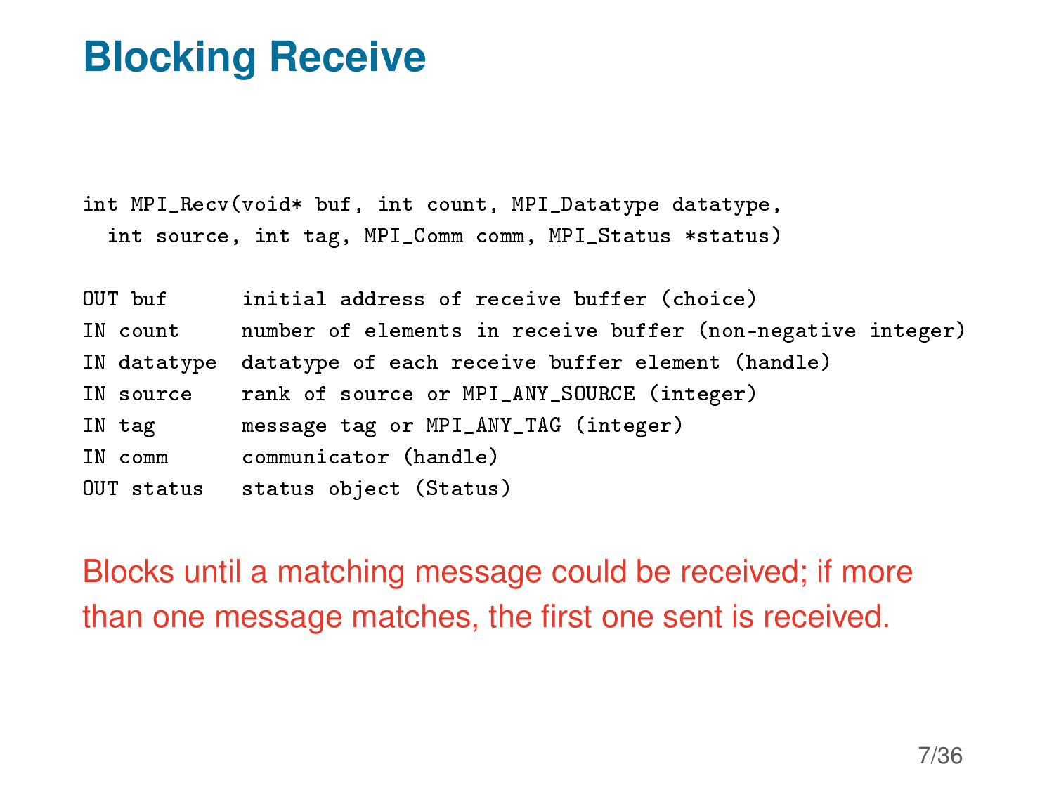# Blocking Receive

```
int MPI_Recv(void* buf, int count, MPI_Datatype datatype,
  int source, int tag, MPI_Comm comm, MPI_Status *status)
```

```
OUT buf      initial address of receive buffer (choice)
IN count     number of elements in receive buffer (non-negative integer)
IN datatype  datatype of each receive buffer element (handle)
IN source    rank of source or MPI_ANY_SOURCE (integer)
IN tag       message tag or MPI_ANY_TAG (integer)
IN comm      communicator (handle)
OUT status   status object (Status)
```

Blocks until a matching message could be received; if more than one message matches, the first one sent is received.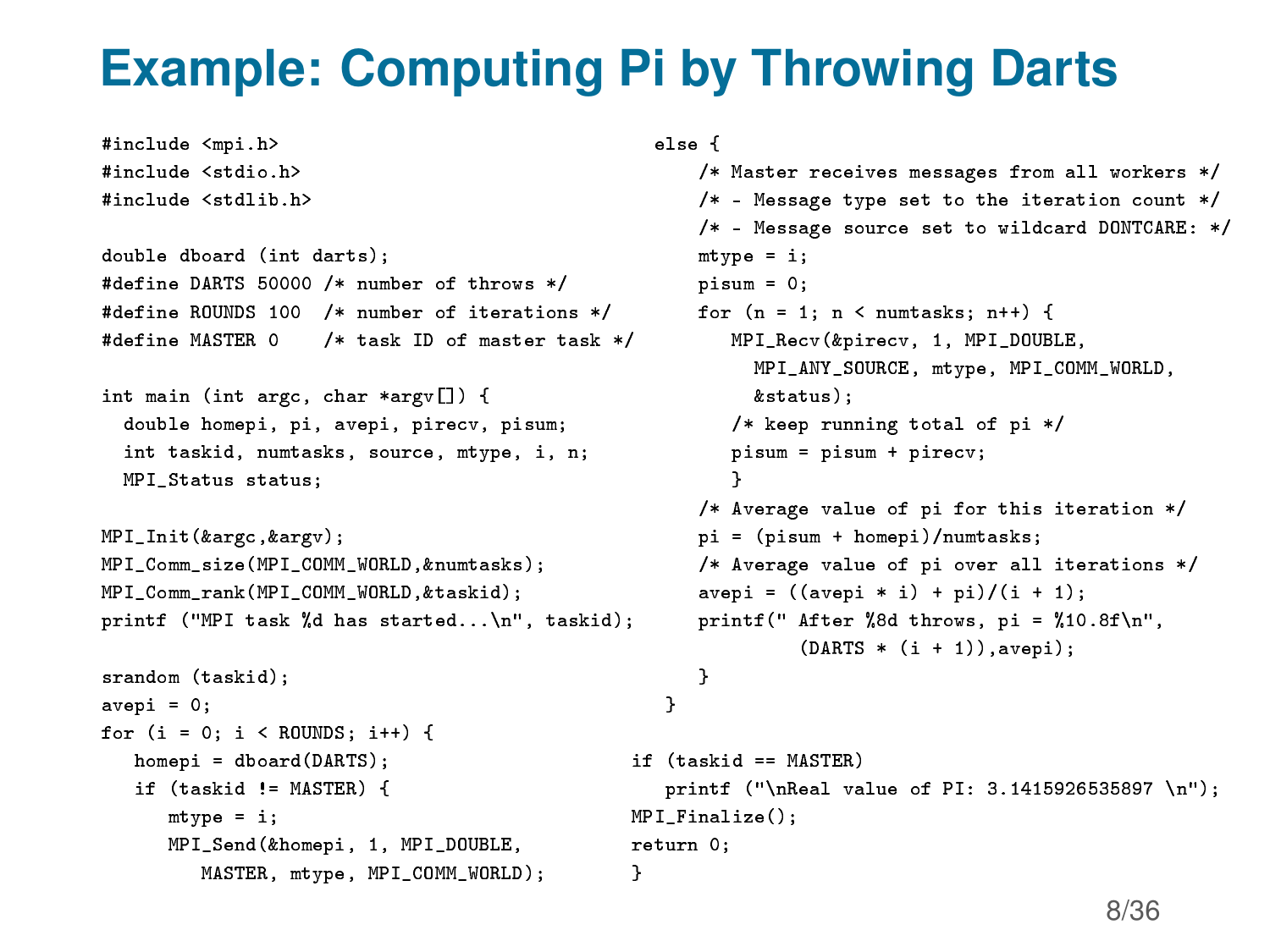# Example: Computing Pi by Throwing Darts

```c
#include <mpi.h>
#include <stdio.h>
#include <stdlib.h>

double dboard (int darts);
#define DARTS 50000 /* number of throws */
#define ROUNDS 100  /* number of iterations */
#define MASTER 0    /* task ID of master task */

int main (int argc, char *argv[]) {
  double homepi, pi, avepi, pirecv, pisum;
  int taskid, numtasks, source, mtype, i, n;
  MPI_Status status;

MPI_Init(&argc,&argv);
MPI_Comm_size(MPI_COMM_WORLD,&numtasks);
MPI_Comm_rank(MPI_COMM_WORLD,&taskid);
printf ("MPI task %d has started...\n", taskid);

srandom (taskid);
avepi = 0;
for (i = 0; i < ROUNDS; i++) {
   homepi = dboard(DARTS);
   if (taskid != MASTER) {
      mtype = i;
      MPI_Send(&homepi, 1, MPI_DOUBLE,
         MASTER, mtype, MPI_COMM_WORLD);
      }
   else {
      /* Master receives messages from all workers */
      /* - Message type set to the iteration count */
      /* - Message source set to wildcard DONTCARE: */
      mtype = i;
      pisum = 0;
      for (n = 1; n < numtasks; n++) {
         MPI_Recv(&pirecv, 1, MPI_DOUBLE,
           MPI_ANY_SOURCE, mtype, MPI_COMM_WORLD,
           &status);
         /* keep running total of pi */
         pisum = pisum + pirecv;
         }
      /* Average value of pi for this iteration */
      pi = (pisum + homepi)/numtasks;
      /* Average value of pi over all iterations */
      avepi = ((avepi * i) + pi)/(i + 1);
      printf(" After %8d throws, pi = %10.8f\n",
              (DARTS * (i + 1)),avepi);
      }
   }

if (taskid == MASTER)
   printf ("\nReal value of PI: 3.1415926535897 \n");
MPI_Finalize();
return 0;
}
```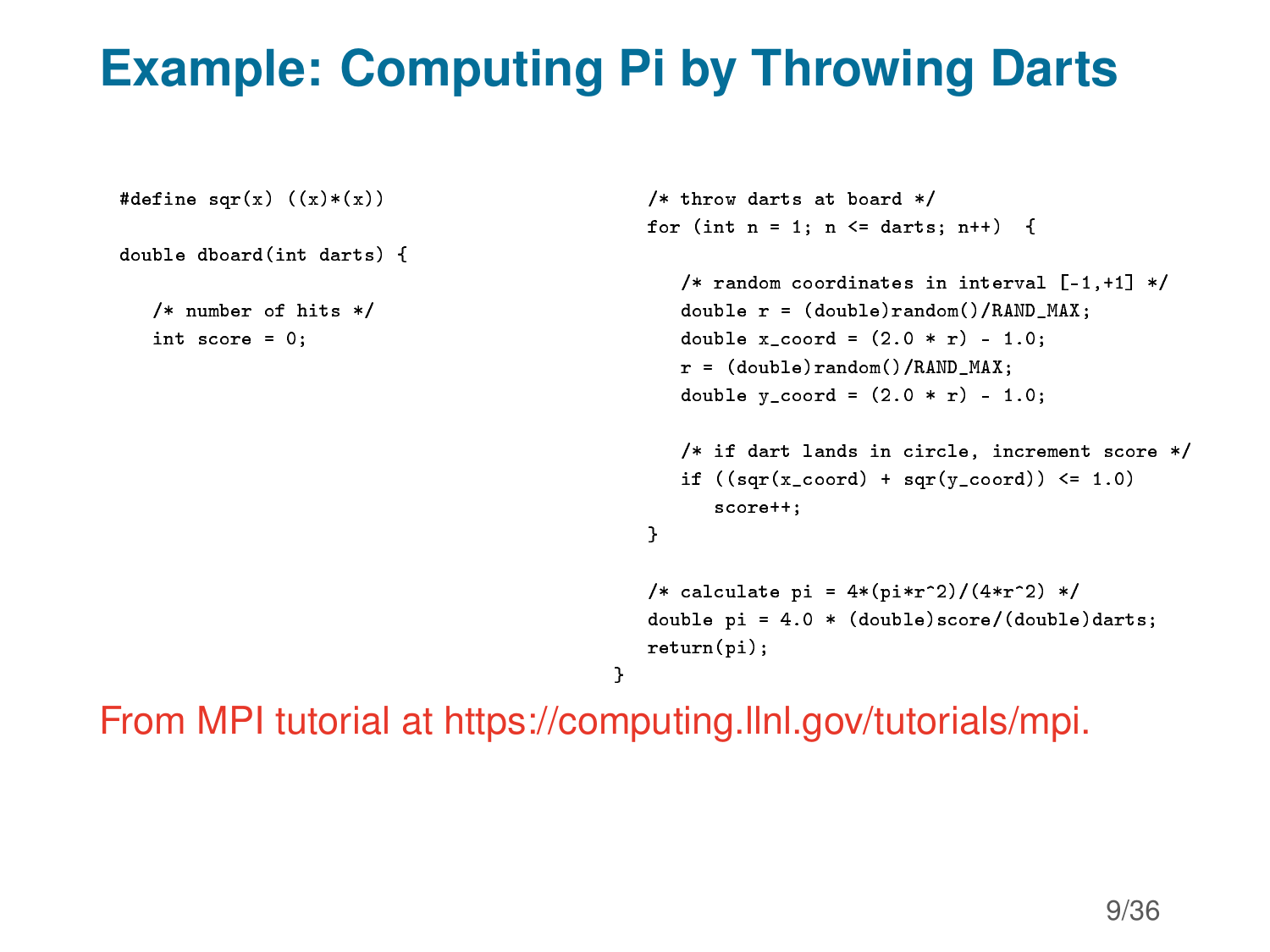# Example: Computing Pi by Throwing Darts

```c
#define sqr(x) ((x)*(x))

double dboard(int darts) {

   /* number of hits */
   int score = 0;

   /* throw darts at board */
   for (int n = 1; n <= darts; n++)  {

      /* random coordinates in interval [-1,+1] */
      double r = (double)random()/RAND_MAX;
      double x_coord = (2.0 * r) - 1.0;
      r = (double)random()/RAND_MAX;
      double y_coord = (2.0 * r) - 1.0;

      /* if dart lands in circle, increment score */
      if ((sqr(x_coord) + sqr(y_coord)) <= 1.0)
         score++;
   }

   /* calculate pi = 4*(pi*r^2)/(4*r^2) */
   double pi = 4.0 * (double)score/(double)darts;
   return(pi);
}
```

From MPI tutorial at https://computing.llnl.gov/tutorials/mpi.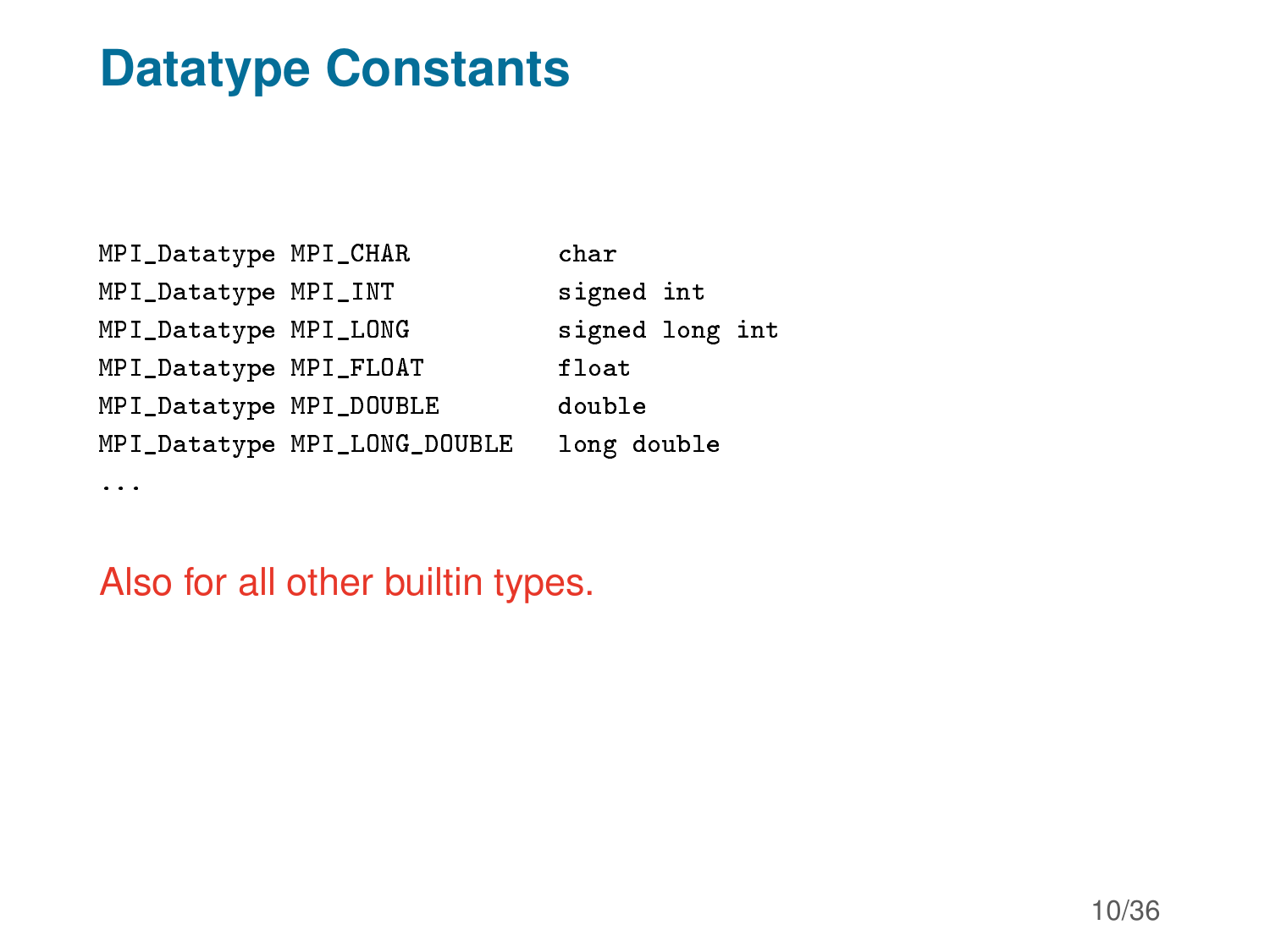# Datatype Constants

```
MPI_Datatype MPI_CHAR          char
MPI_Datatype MPI_INT           signed int
MPI_Datatype MPI_LONG          signed long int
MPI_Datatype MPI_FLOAT         float
MPI_Datatype MPI_DOUBLE        double
MPI_Datatype MPI_LONG_DOUBLE   long double
...
```

Also for all other builtin types.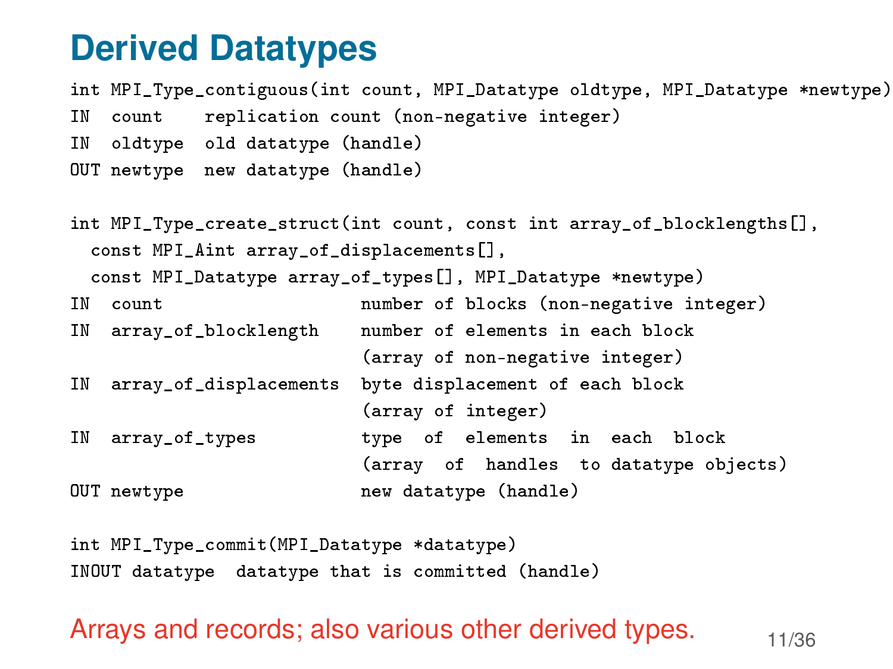# Derived Datatypes

```
int MPI_Type_contiguous(int count, MPI_Datatype oldtype, MPI_Datatype *newtype)
IN  count    replication count (non-negative integer)
IN  oldtype  old datatype (handle)
OUT newtype  new datatype (handle)

int MPI_Type_create_struct(int count, const int array_of_blocklengths[],
  const MPI_Aint array_of_displacements[],
  const MPI_Datatype array_of_types[], MPI_Datatype *newtype)
IN  count                   number of blocks (non-negative integer)
IN  array_of_blocklength    number of elements in each block
                            (array of non-negative integer)
IN  array_of_displacements  byte displacement of each block
                            (array of integer)
IN  array_of_types          type  of  elements  in  each  block
                            (array  of  handles  to datatype objects)
OUT newtype                 new datatype (handle)

int MPI_Type_commit(MPI_Datatype *datatype)
INOUT datatype  datatype that is committed (handle)
```

Arrays and records; also various other derived types.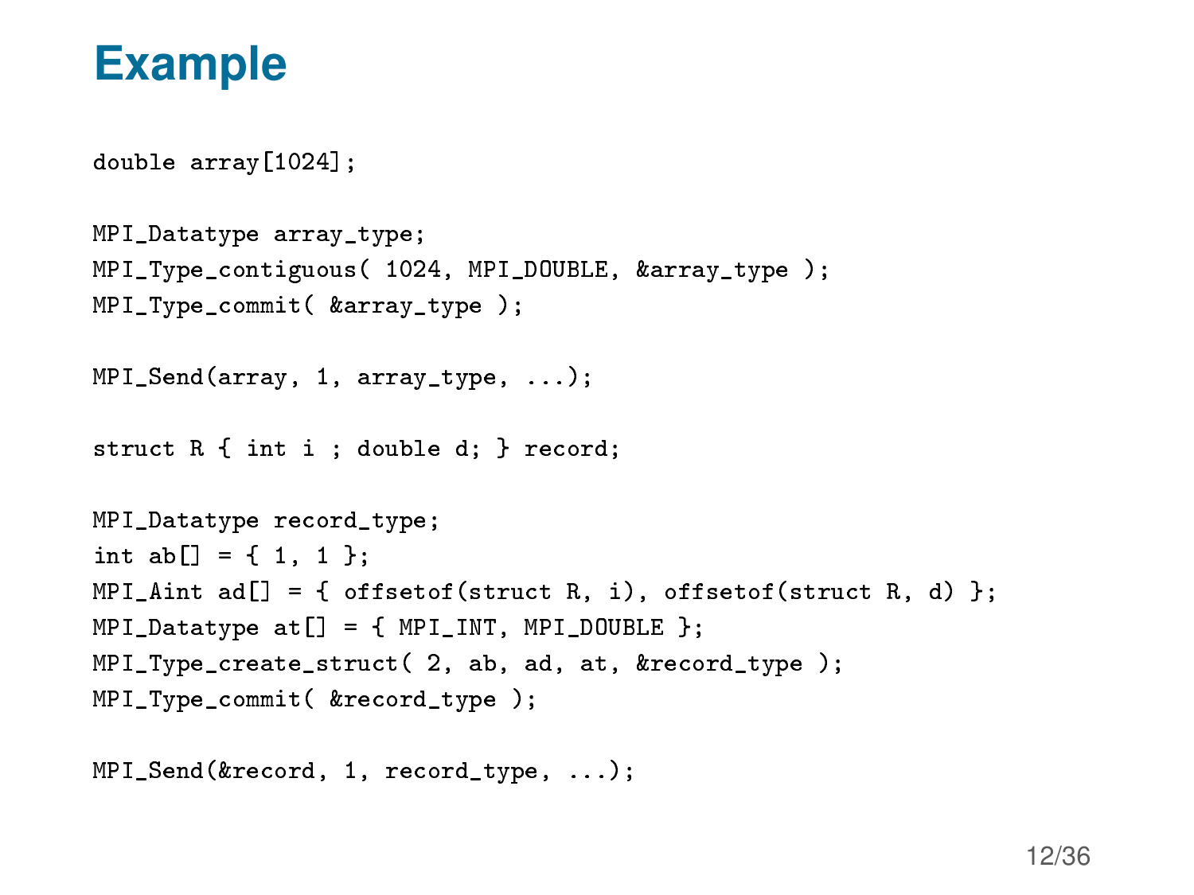# Example

```
double array[1024];

MPI_Datatype array_type;
MPI_Type_contiguous( 1024, MPI_DOUBLE, &array_type );
MPI_Type_commit( &array_type );

MPI_Send(array, 1, array_type, ...);

struct R { int i ; double d; } record;

MPI_Datatype record_type;
int ab[] = { 1, 1 };
MPI_Aint ad[] = { offsetof(struct R, i), offsetof(struct R, d) };
MPI_Datatype at[] = { MPI_INT, MPI_DOUBLE };
MPI_Type_create_struct( 2, ab, ad, at, &record_type );
MPI_Type_commit( &record_type );

MPI_Send(&record, 1, record_type, ...);
```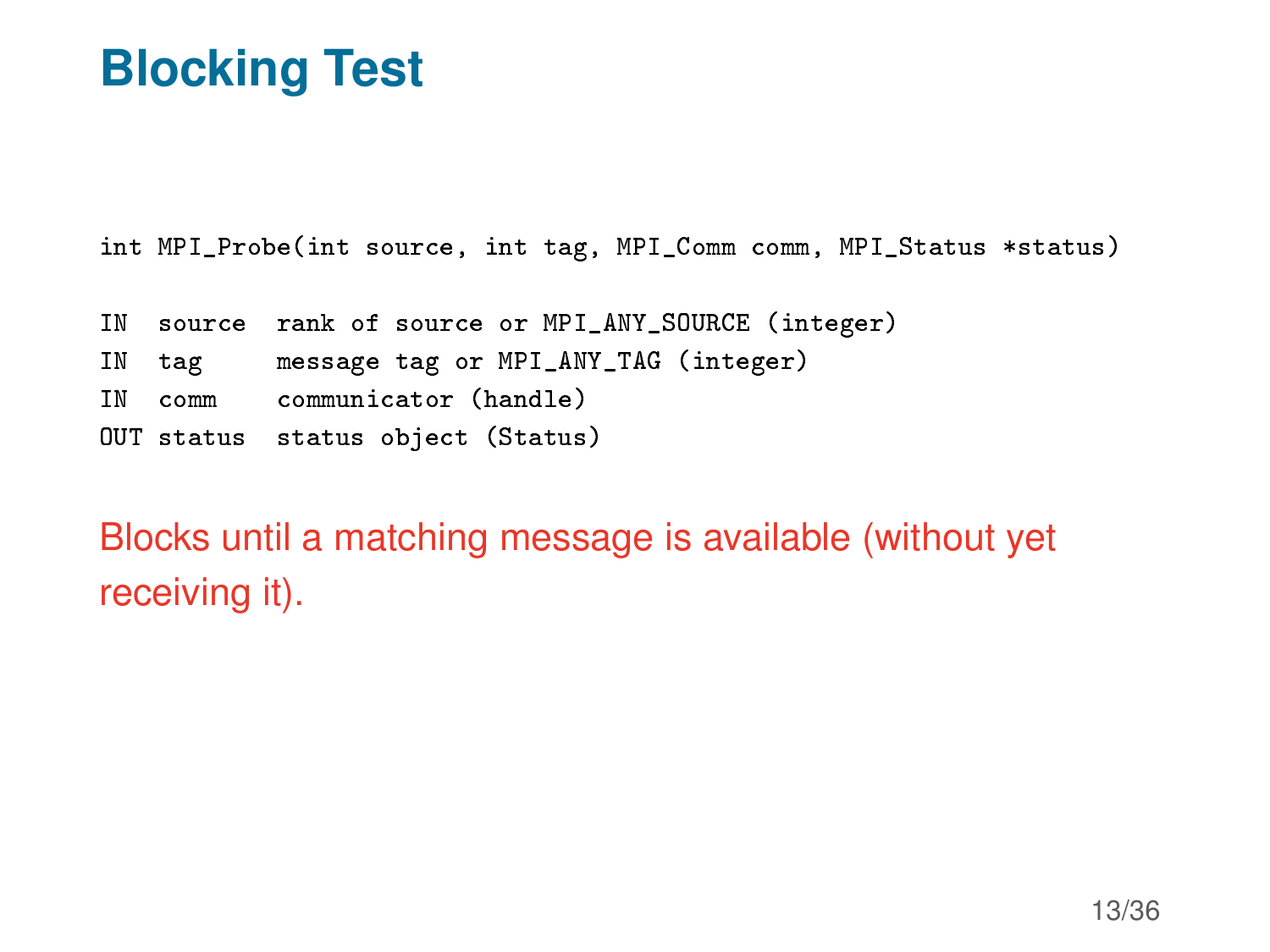# Blocking Test

```
int MPI_Probe(int source, int tag, MPI_Comm comm, MPI_Status *status)

IN  source  rank of source or MPI_ANY_SOURCE (integer)
IN  tag     message tag or MPI_ANY_TAG (integer)
IN  comm    communicator (handle)
OUT status  status object (Status)
```

Blocks until a matching message is available (without yet receiving it).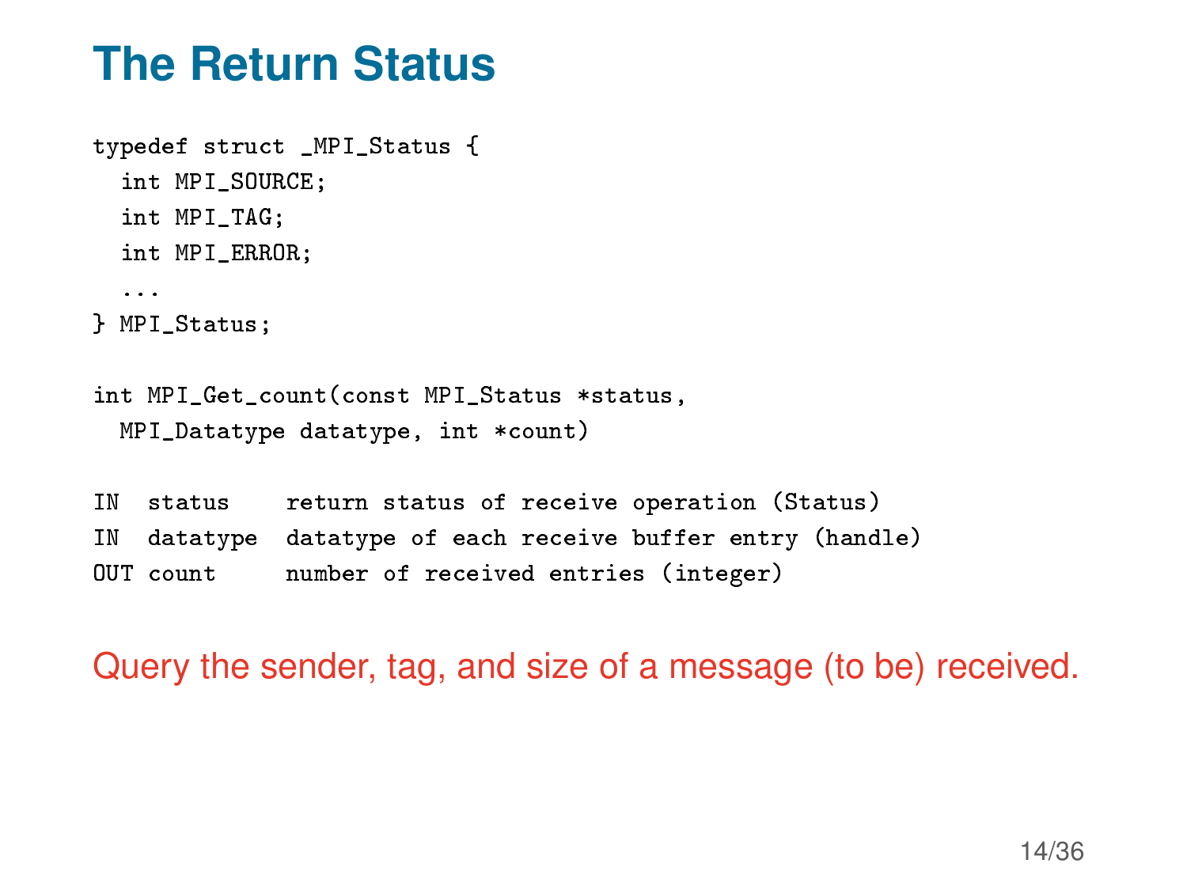# The Return Status

```
typedef struct _MPI_Status {
  int MPI_SOURCE;
  int MPI_TAG;
  int MPI_ERROR;
  ...
} MPI_Status;

int MPI_Get_count(const MPI_Status *status,
  MPI_Datatype datatype, int *count)

IN  status    return status of receive operation (Status)
IN  datatype  datatype of each receive buffer entry (handle)
OUT count     number of received entries (integer)
```

Query the sender, tag, and size of a message (to be) received.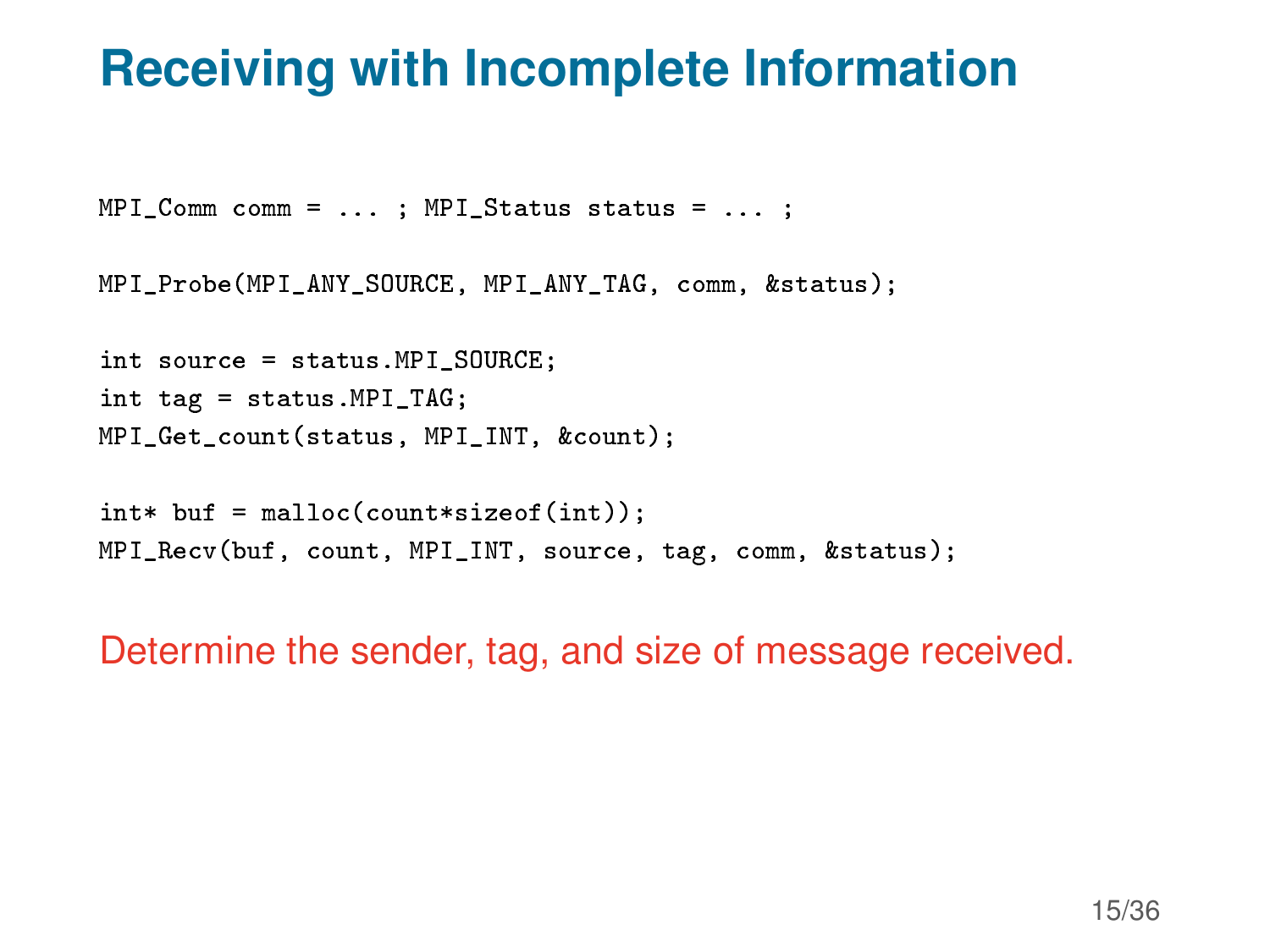# Receiving with Incomplete Information

```
MPI_Comm comm = ... ; MPI_Status status = ... ;

MPI_Probe(MPI_ANY_SOURCE, MPI_ANY_TAG, comm, &status);

int source = status.MPI_SOURCE;
int tag = status.MPI_TAG;
MPI_Get_count(status, MPI_INT, &count);

int* buf = malloc(count*sizeof(int));
MPI_Recv(buf, count, MPI_INT, source, tag, comm, &status);
```

Determine the sender, tag, and size of message received.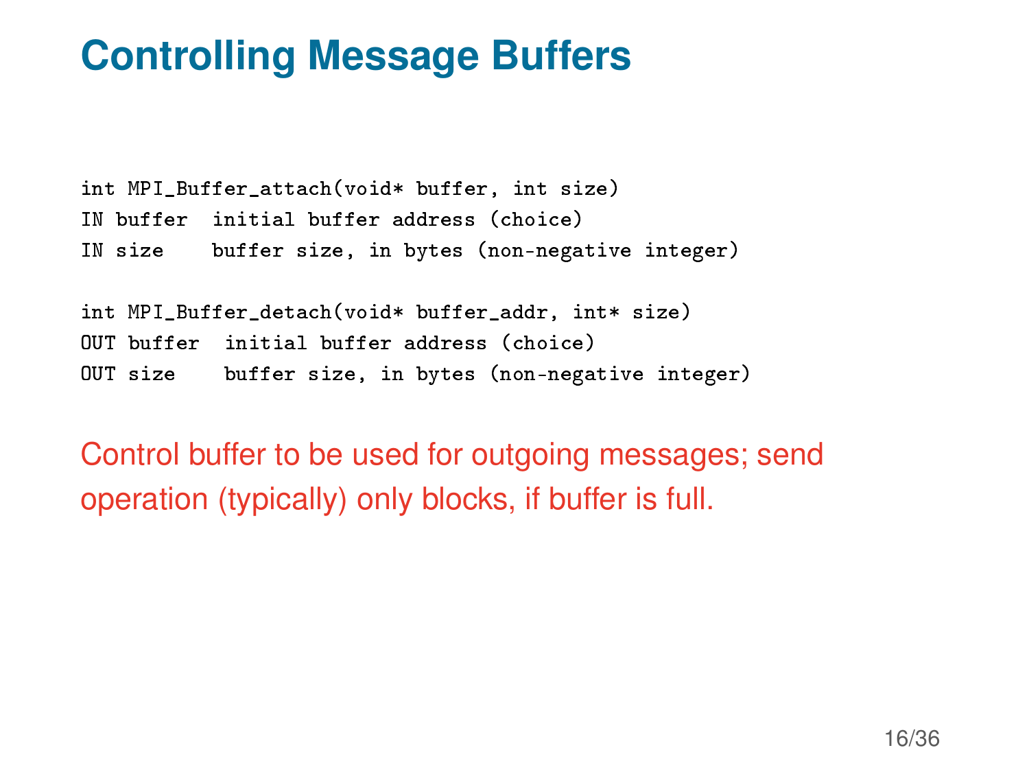# Controlling Message Buffers

```
int MPI_Buffer_attach(void* buffer, int size)
IN buffer  initial buffer address (choice)
IN size    buffer size, in bytes (non-negative integer)

int MPI_Buffer_detach(void* buffer_addr, int* size)
OUT buffer  initial buffer address (choice)
OUT size    buffer size, in bytes (non-negative integer)
```

Control buffer to be used for outgoing messages; send operation (typically) only blocks, if buffer is full.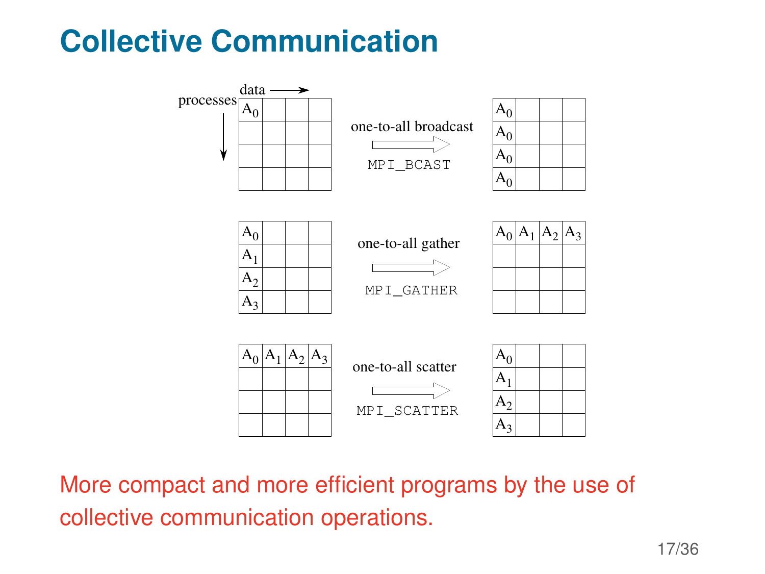# Collective Communication

| | | | | | | | | |
|---|---|---|---|---|---|---|---|---|
| $A_0$ | | | | one-to-all broadcast → `MPI_BCAST` | $A_0$ | | | |
| | | | | | $A_0$ | | | |
| | | | | | $A_0$ | | | |
| | | | | | $A_0$ | | | |

| | | | | | | | | |
|---|---|---|---|---|---|---|---|---|
| $A_0$ | | | | one-to-all gather → `MPI_GATHER` | $A_0$ | $A_1$ | $A_2$ | $A_3$ |
| $A_1$ | | | | | | | | |
| $A_2$ | | | | | | | | |
| $A_3$ | | | | | | | | |

| | | | | | | | | |
|---|---|---|---|---|---|---|---|---|
| $A_0$ | $A_1$ | $A_2$ | $A_3$ | one-to-all scatter → `MPI_SCATTER` | $A_0$ | | | |
| | | | | | $A_1$ | | | |
| | | | | | $A_2$ | | | |
| | | | | | $A_3$ | | | |

(rows: processes ↓, columns: data →)

More compact and more efficient programs by the use of collective communication operations.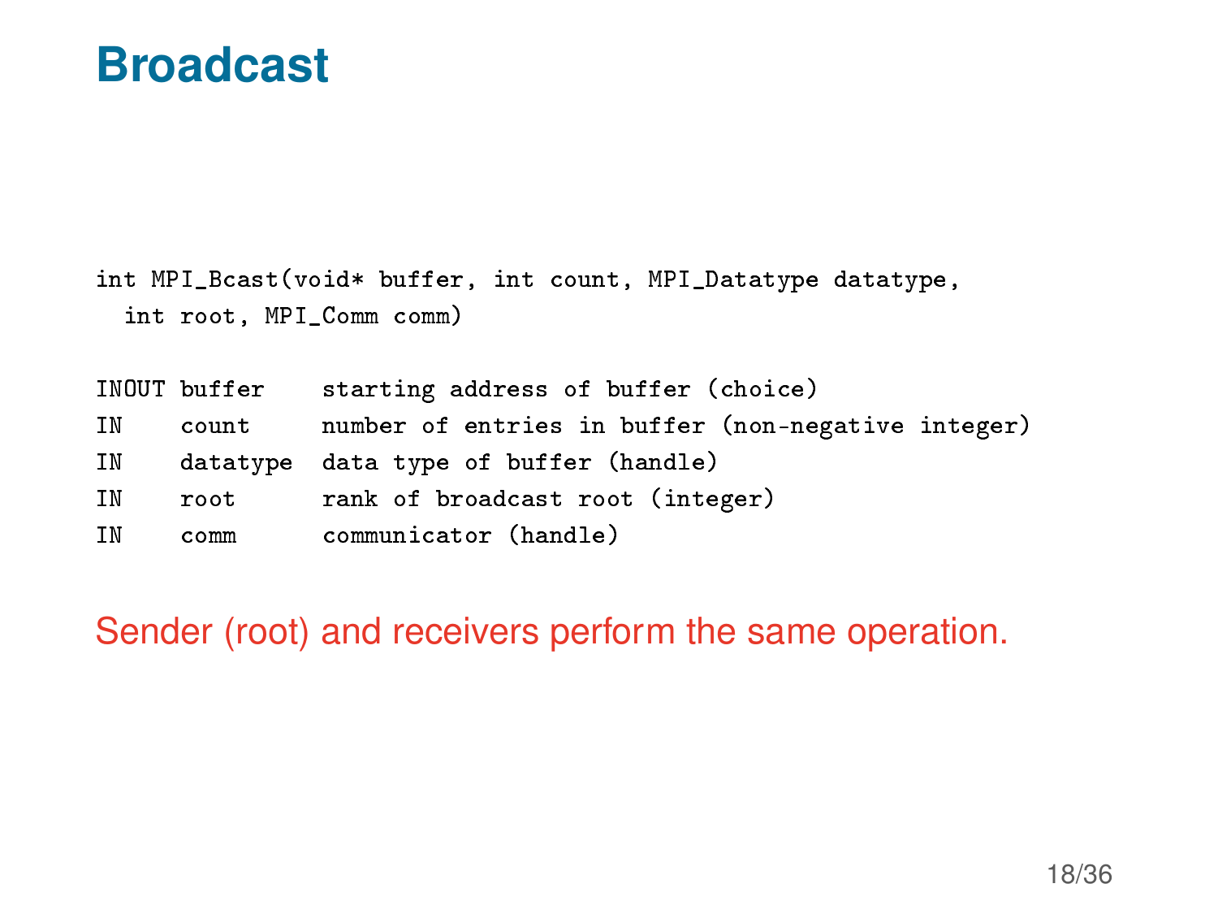# Broadcast

```
int MPI_Bcast(void* buffer, int count, MPI_Datatype datatype,
  int root, MPI_Comm comm)
```

```
INOUT buffer    starting address of buffer (choice)
IN    count     number of entries in buffer (non-negative integer)
IN    datatype  data type of buffer (handle)
IN    root      rank of broadcast root (integer)
IN    comm      communicator (handle)
```

Sender (root) and receivers perform the same operation.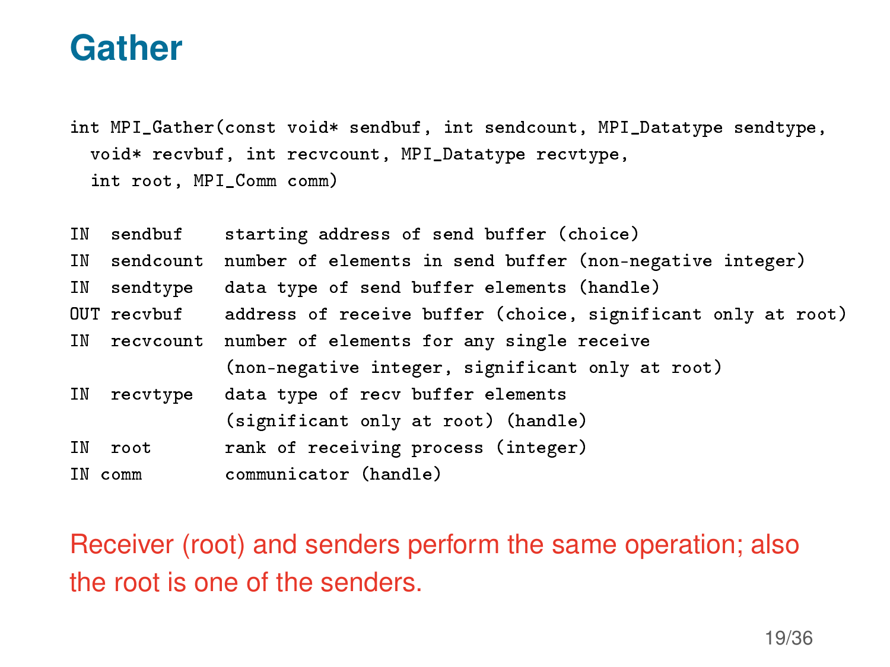# Gather

```
int MPI_Gather(const void* sendbuf, int sendcount, MPI_Datatype sendtype,
  void* recvbuf, int recvcount, MPI_Datatype recvtype,
  int root, MPI_Comm comm)
```

```
IN  sendbuf    starting address of send buffer (choice)
IN  sendcount  number of elements in send buffer (non-negative integer)
IN  sendtype   data type of send buffer elements (handle)
OUT recvbuf    address of receive buffer (choice, significant only at root)
IN  recvcount  number of elements for any single receive
               (non-negative integer, significant only at root)
IN  recvtype   data type of recv buffer elements
               (significant only at root) (handle)
IN  root       rank of receiving process (integer)
IN comm        communicator (handle)
```

Receiver (root) and senders perform the same operation; also the root is one of the senders.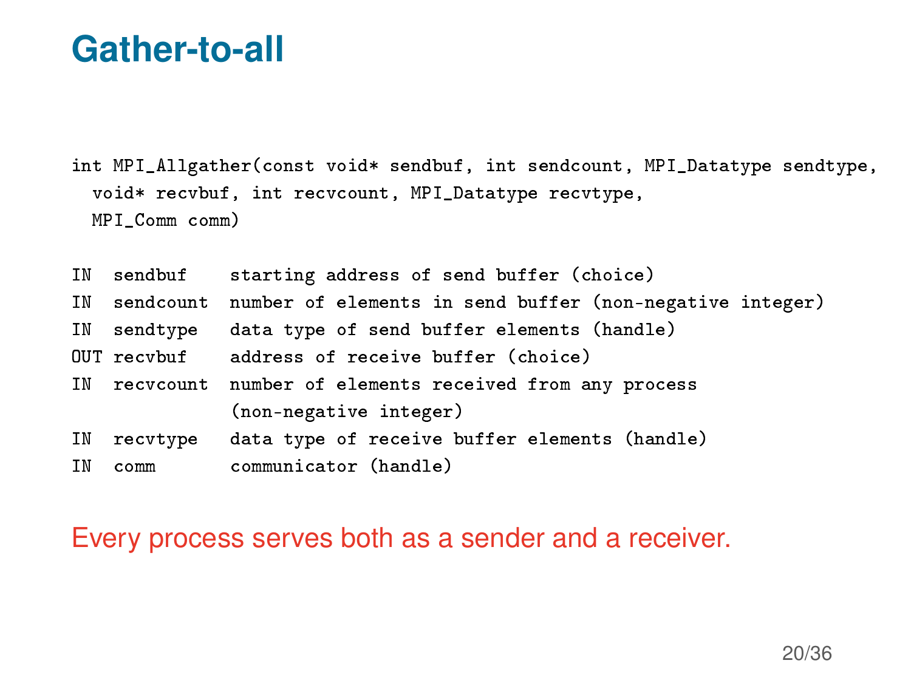# Gather-to-all

```
int MPI_Allgather(const void* sendbuf, int sendcount, MPI_Datatype sendtype,
  void* recvbuf, int recvcount, MPI_Datatype recvtype,
  MPI_Comm comm)
```

```
IN  sendbuf    starting address of send buffer (choice)
IN  sendcount  number of elements in send buffer (non-negative integer)
IN  sendtype   data type of send buffer elements (handle)
OUT recvbuf    address of receive buffer (choice)
IN  recvcount  number of elements received from any process
               (non-negative integer)
IN  recvtype   data type of receive buffer elements (handle)
IN  comm       communicator (handle)
```

Every process serves both as a sender and a receiver.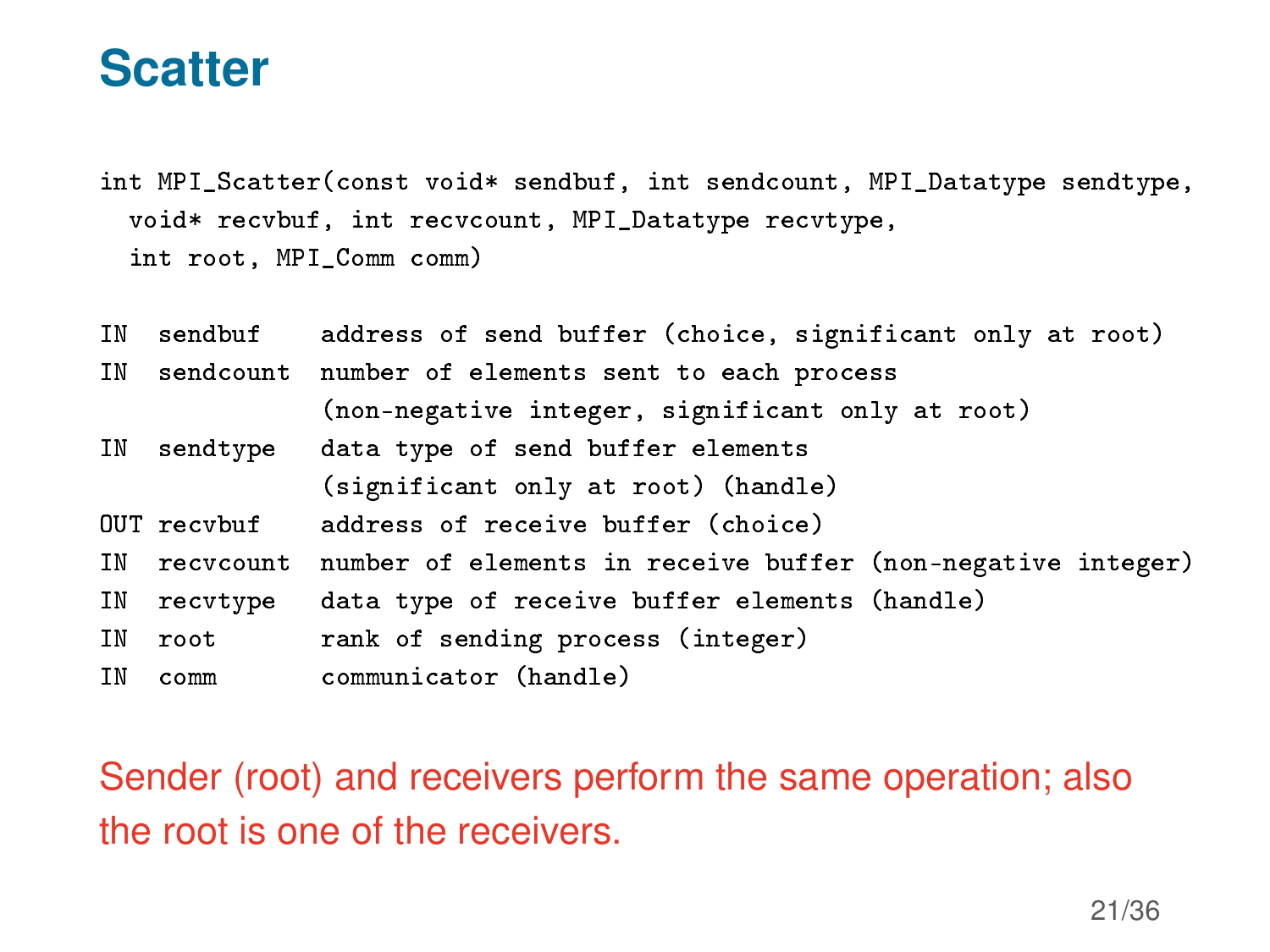# Scatter

```
int MPI_Scatter(const void* sendbuf, int sendcount, MPI_Datatype sendtype,
  void* recvbuf, int recvcount, MPI_Datatype recvtype,
  int root, MPI_Comm comm)
```

```
IN  sendbuf    address of send buffer (choice, significant only at root)
IN  sendcount  number of elements sent to each process
               (non-negative integer, significant only at root)
IN  sendtype   data type of send buffer elements
               (significant only at root) (handle)
OUT recvbuf    address of receive buffer (choice)
IN  recvcount  number of elements in receive buffer (non-negative integer)
IN  recvtype   data type of receive buffer elements (handle)
IN  root       rank of sending process (integer)
IN  comm       communicator (handle)
```

Sender (root) and receivers perform the same operation; also the root is one of the receivers.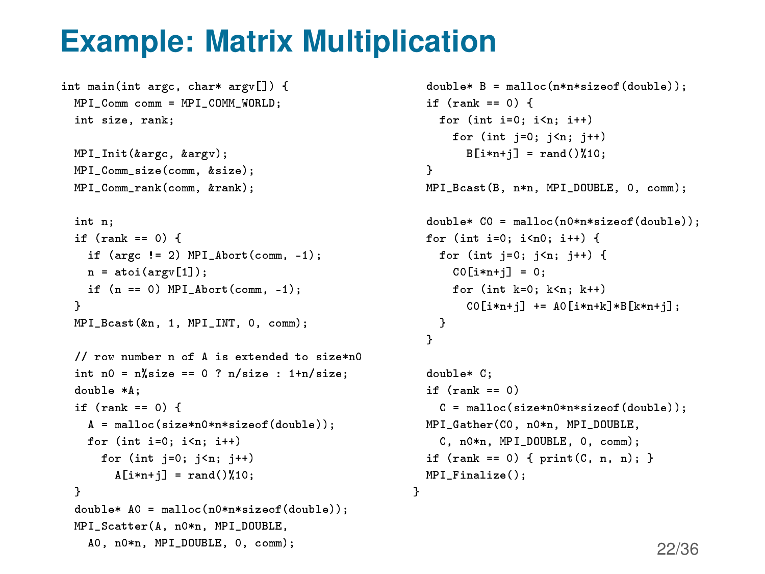# Example: Matrix Multiplication

```
int main(int argc, char* argv[]) {
  MPI_Comm comm = MPI_COMM_WORLD;
  int size, rank;

  MPI_Init(&argc, &argv);
  MPI_Comm_size(comm, &size);
  MPI_Comm_rank(comm, &rank);

  int n;
  if (rank == 0) {
    if (argc != 2) MPI_Abort(comm, -1);
    n = atoi(argv[1]);
    if (n == 0) MPI_Abort(comm, -1);
  }
  MPI_Bcast(&n, 1, MPI_INT, 0, comm);

  // row number n of A is extended to size*n0
  int n0 = n%size == 0 ? n/size : 1+n/size;
  double *A;
  if (rank == 0) {
    A = malloc(size*n0*n*sizeof(double));
    for (int i=0; i<n; i++)
      for (int j=0; j<n; j++)
        A[i*n+j] = rand()%10;
  }
  double* A0 = malloc(n0*n*sizeof(double));
  MPI_Scatter(A, n0*n, MPI_DOUBLE,
    A0, n0*n, MPI_DOUBLE, 0, comm);

  double* B = malloc(n*n*sizeof(double));
  if (rank == 0) {
    for (int i=0; i<n; i++)
      for (int j=0; j<n; j++)
        B[i*n+j] = rand()%10;
  }
  MPI_Bcast(B, n*n, MPI_DOUBLE, 0, comm);

  double* C0 = malloc(n0*n*sizeof(double));
  for (int i=0; i<n0; i++) {
    for (int j=0; j<n; j++) {
      C0[i*n+j] = 0;
      for (int k=0; k<n; k++)
        C0[i*n+j] += A0[i*n+k]*B[k*n+j];
    }
  }

  double* C;
  if (rank == 0)
    C = malloc(size*n0*n*sizeof(double));
  MPI_Gather(C0, n0*n, MPI_DOUBLE,
    C, n0*n, MPI_DOUBLE, 0, comm);
  if (rank == 0) { print(C, n, n); }
  MPI_Finalize();
}
```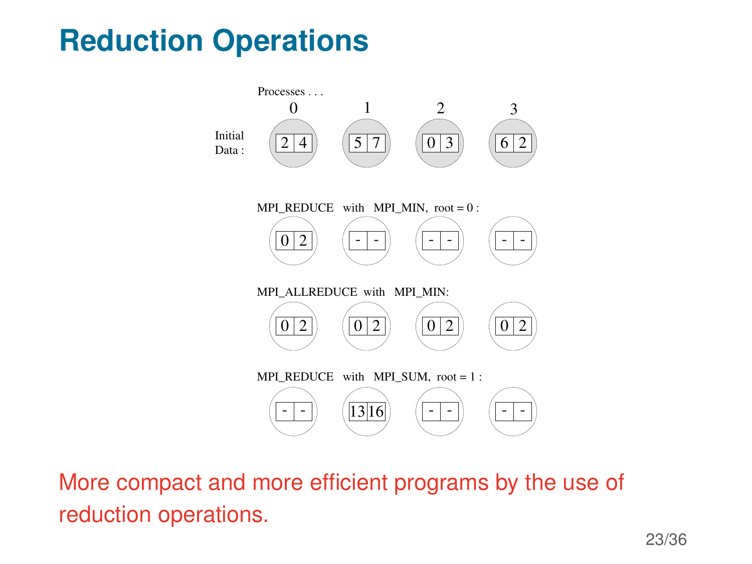# Reduction Operations

Processes . . .

| | 0 | 1 | 2 | 3 |
|---|---|---|---|---|
| Initial Data : | 2 4 | 5 7 | 0 3 | 6 2 |

MPI_REDUCE with MPI_MIN, root = 0 :

| 0 | 1 | 2 | 3 |
|---|---|---|---|
| 0 2 | - - | - - | - - |

MPI_ALLREDUCE with MPI_MIN:

| 0 | 1 | 2 | 3 |
|---|---|---|---|
| 0 2 | 0 2 | 0 2 | 0 2 |

MPI_REDUCE with MPI_SUM, root = 1 :

| 0 | 1 | 2 | 3 |
|---|---|---|---|
| - - | 13 16 | - - | - - |

More compact and more efficient programs by the use of reduction operations.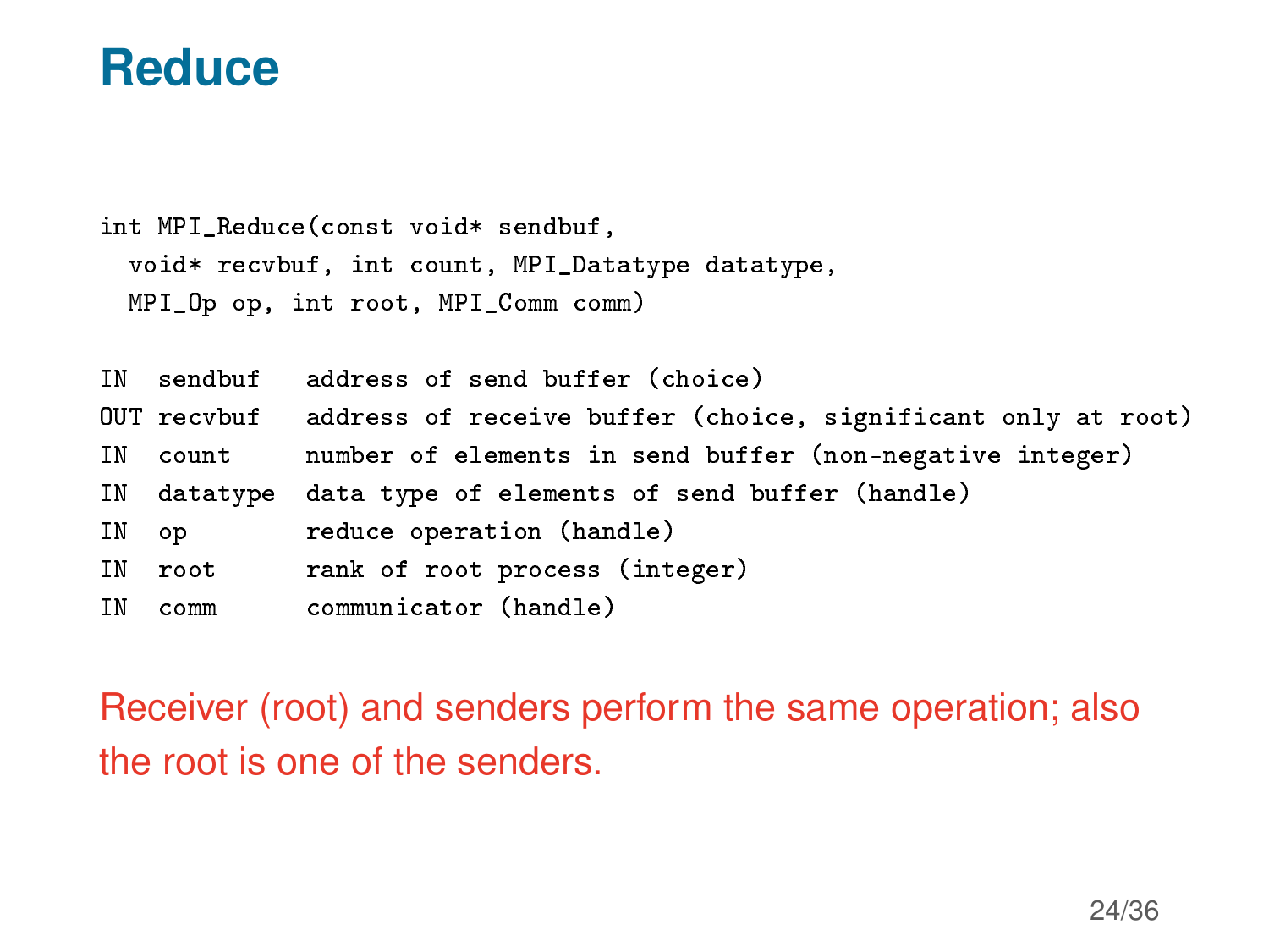# Reduce

```
int MPI_Reduce(const void* sendbuf,
  void* recvbuf, int count, MPI_Datatype datatype,
  MPI_Op op, int root, MPI_Comm comm)
```

```
IN  sendbuf   address of send buffer (choice)
OUT recvbuf   address of receive buffer (choice, significant only at root)
IN  count     number of elements in send buffer (non-negative integer)
IN  datatype  data type of elements of send buffer (handle)
IN  op        reduce operation (handle)
IN  root      rank of root process (integer)
IN  comm      communicator (handle)
```

Receiver (root) and senders perform the same operation; also the root is one of the senders.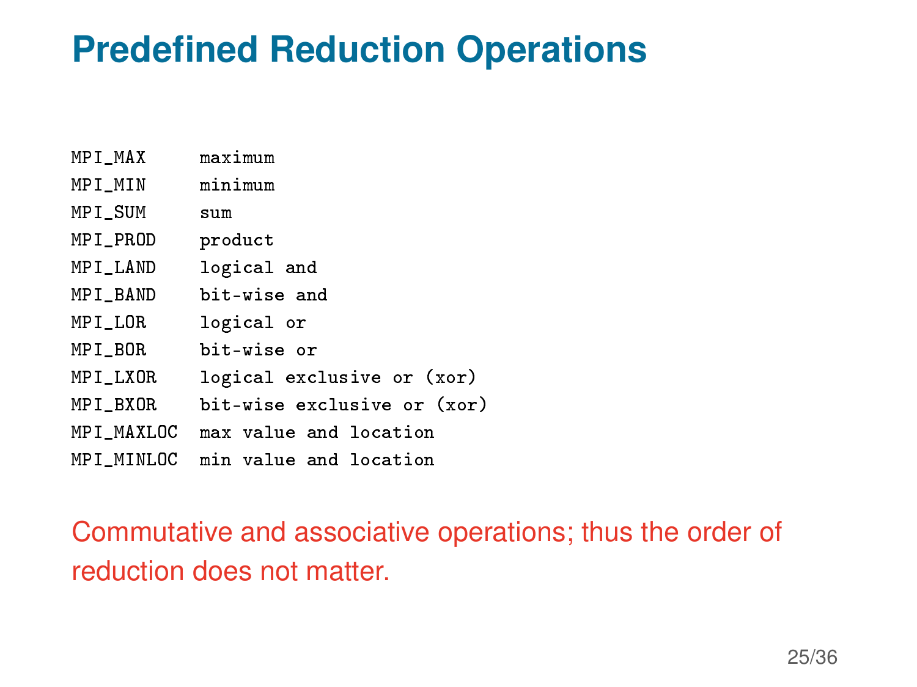# Predefined Reduction Operations

```
MPI_MAX     maximum
MPI_MIN     minimum
MPI_SUM     sum
MPI_PROD    product
MPI_LAND    logical and
MPI_BAND    bit-wise and
MPI_LOR     logical or
MPI_BOR     bit-wise or
MPI_LXOR    logical exclusive or (xor)
MPI_BXOR    bit-wise exclusive or (xor)
MPI_MAXLOC  max value and location
MPI_MINLOC  min value and location
```

Commutative and associative operations; thus the order of reduction does not matter.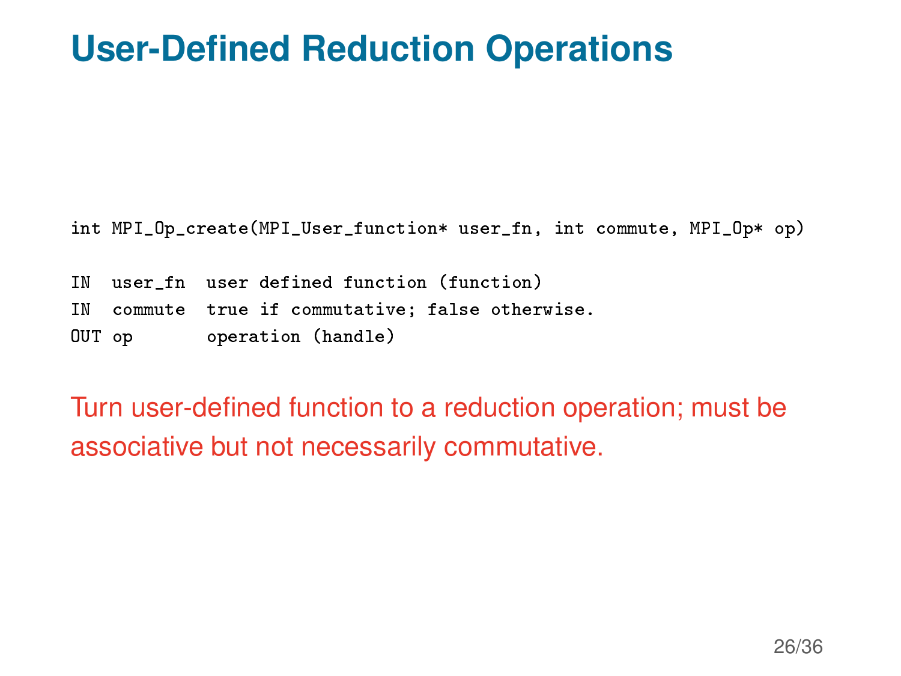# User-Defined Reduction Operations

```
int MPI_Op_create(MPI_User_function* user_fn, int commute, MPI_Op* op)

IN  user_fn  user defined function (function)
IN  commute  true if commutative; false otherwise.
OUT op       operation (handle)
```

Turn user-defined function to a reduction operation; must be associative but not necessarily commutative.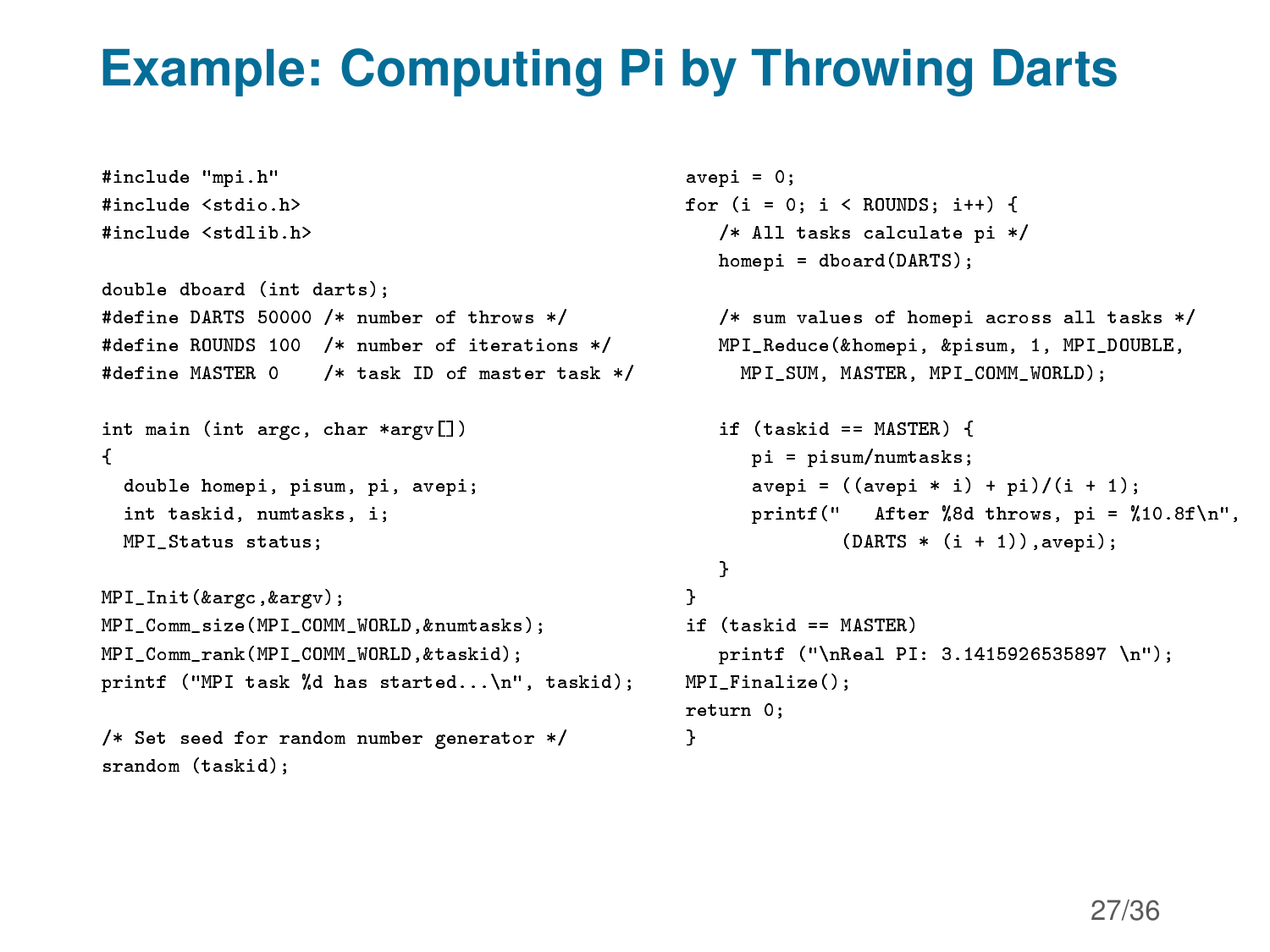# Example: Computing Pi by Throwing Darts

```
#include "mpi.h"
#include <stdio.h>
#include <stdlib.h>

double dboard (int darts);
#define DARTS 50000 /* number of throws */
#define ROUNDS 100  /* number of iterations */
#define MASTER 0    /* task ID of master task */

int main (int argc, char *argv[])
{
  double homepi, pisum, pi, avepi;
  int taskid, numtasks, i;
  MPI_Status status;

MPI_Init(&argc,&argv);
MPI_Comm_size(MPI_COMM_WORLD,&numtasks);
MPI_Comm_rank(MPI_COMM_WORLD,&taskid);
printf ("MPI task %d has started...\n", taskid);

/* Set seed for random number generator */
srandom (taskid);

avepi = 0;
for (i = 0; i < ROUNDS; i++) {
   /* All tasks calculate pi */
   homepi = dboard(DARTS);

   /* sum values of homepi across all tasks */
   MPI_Reduce(&homepi, &pisum, 1, MPI_DOUBLE,
     MPI_SUM, MASTER, MPI_COMM_WORLD);

   if (taskid == MASTER) {
      pi = pisum/numtasks;
      avepi = ((avepi * i) + pi)/(i + 1);
      printf("   After %8d throws, pi = %10.8f\n",
              (DARTS * (i + 1)),avepi);
   }
}
if (taskid == MASTER)
   printf ("\nReal PI: 3.1415926535897 \n");
MPI_Finalize();
return 0;
}
```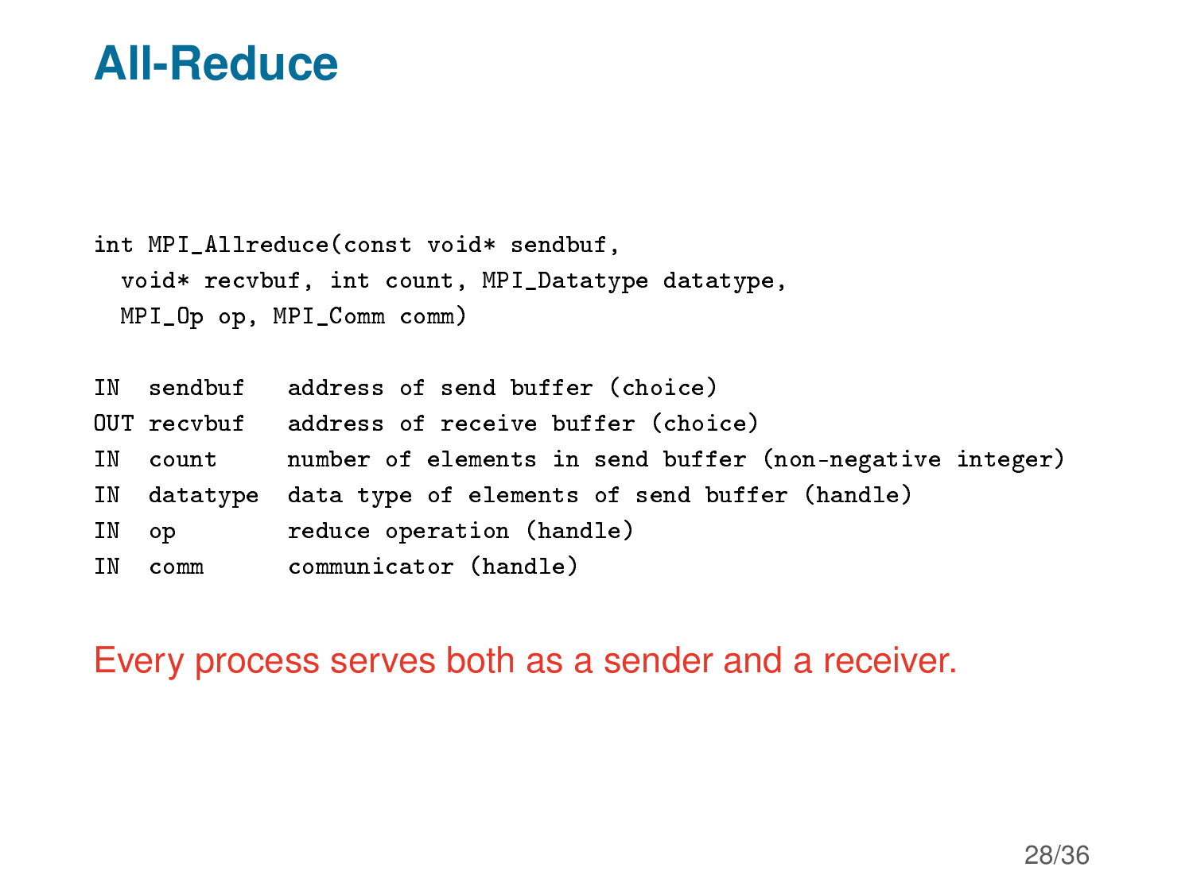# All-Reduce

```
int MPI_Allreduce(const void* sendbuf,
  void* recvbuf, int count, MPI_Datatype datatype,
  MPI_Op op, MPI_Comm comm)
```

```
IN  sendbuf   address of send buffer (choice)
OUT recvbuf   address of receive buffer (choice)
IN  count     number of elements in send buffer (non-negative integer)
IN  datatype  data type of elements of send buffer (handle)
IN  op        reduce operation (handle)
IN  comm      communicator (handle)
```

Every process serves both as a sender and a receiver.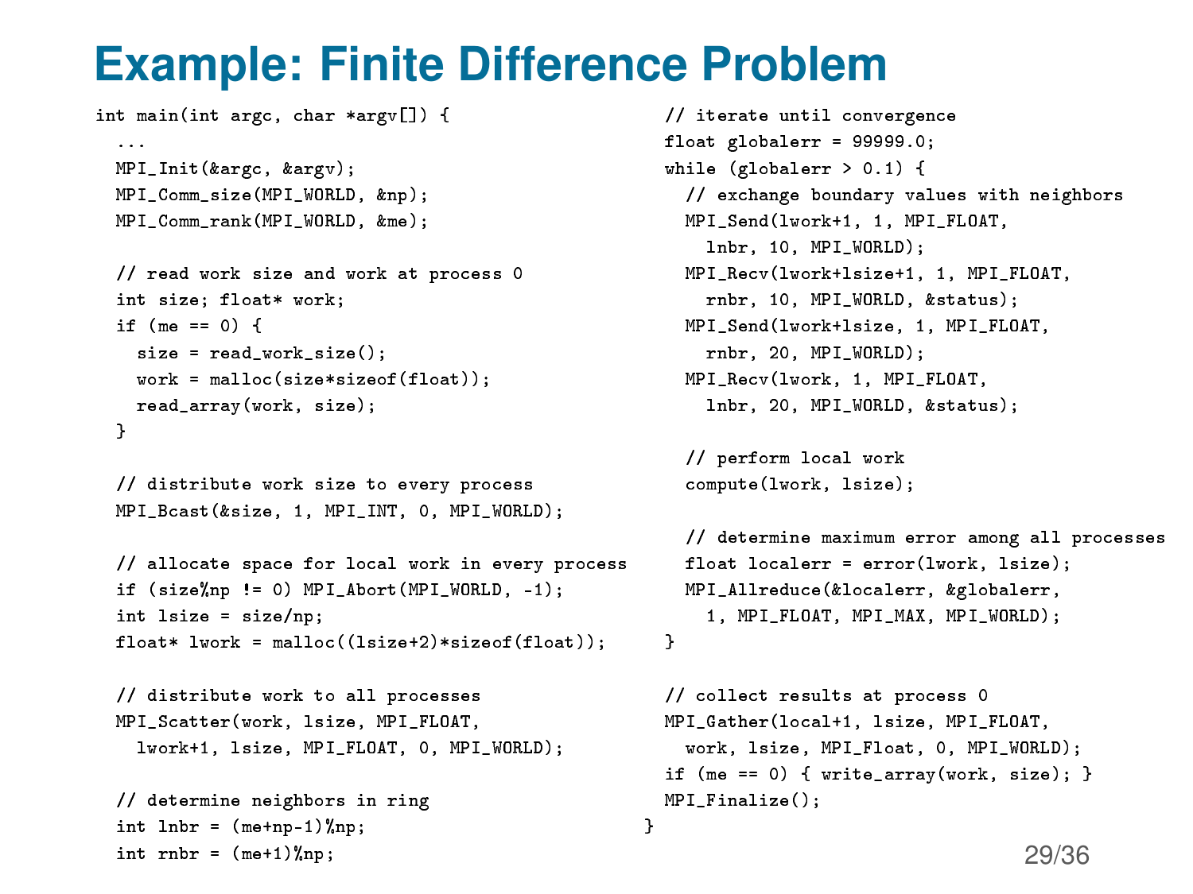# Example: Finite Difference Problem

```
int main(int argc, char *argv[]) {
  ...
  MPI_Init(&argc, &argv);
  MPI_Comm_size(MPI_WORLD, &np);
  MPI_Comm_rank(MPI_WORLD, &me);

  // read work size and work at process 0
  int size; float* work;
  if (me == 0) {
    size = read_work_size();
    work = malloc(size*sizeof(float));
    read_array(work, size);
  }

  // distribute work size to every process
  MPI_Bcast(&size, 1, MPI_INT, 0, MPI_WORLD);

  // allocate space for local work in every process
  if (size%np != 0) MPI_Abort(MPI_WORLD, -1);
  int lsize = size/np;
  float* lwork = malloc((lsize+2)*sizeof(float));

  // distribute work to all processes
  MPI_Scatter(work, lsize, MPI_FLOAT,
    lwork+1, lsize, MPI_FLOAT, 0, MPI_WORLD);

  // determine neighbors in ring
  int lnbr = (me+np-1)%np;
  int rnbr = (me+1)%np;

  // iterate until convergence
  float globalerr = 99999.0;
  while (globalerr > 0.1) {
    // exchange boundary values with neighbors
    MPI_Send(lwork+1, 1, MPI_FLOAT,
      lnbr, 10, MPI_WORLD);
    MPI_Recv(lwork+lsize+1, 1, MPI_FLOAT,
      rnbr, 10, MPI_WORLD, &status);
    MPI_Send(lwork+lsize, 1, MPI_FLOAT,
      rnbr, 20, MPI_WORLD);
    MPI_Recv(lwork, 1, MPI_FLOAT,
      lnbr, 20, MPI_WORLD, &status);

    // perform local work
    compute(lwork, lsize);

    // determine maximum error among all processes
    float localerr = error(lwork, lsize);
    MPI_Allreduce(&localerr, &globalerr,
      1, MPI_FLOAT, MPI_MAX, MPI_WORLD);
  }

  // collect results at process 0
  MPI_Gather(local+1, lsize, MPI_FLOAT,
    work, lsize, MPI_Float, 0, MPI_WORLD);
  if (me == 0) { write_array(work, size); }
  MPI_Finalize();
}
```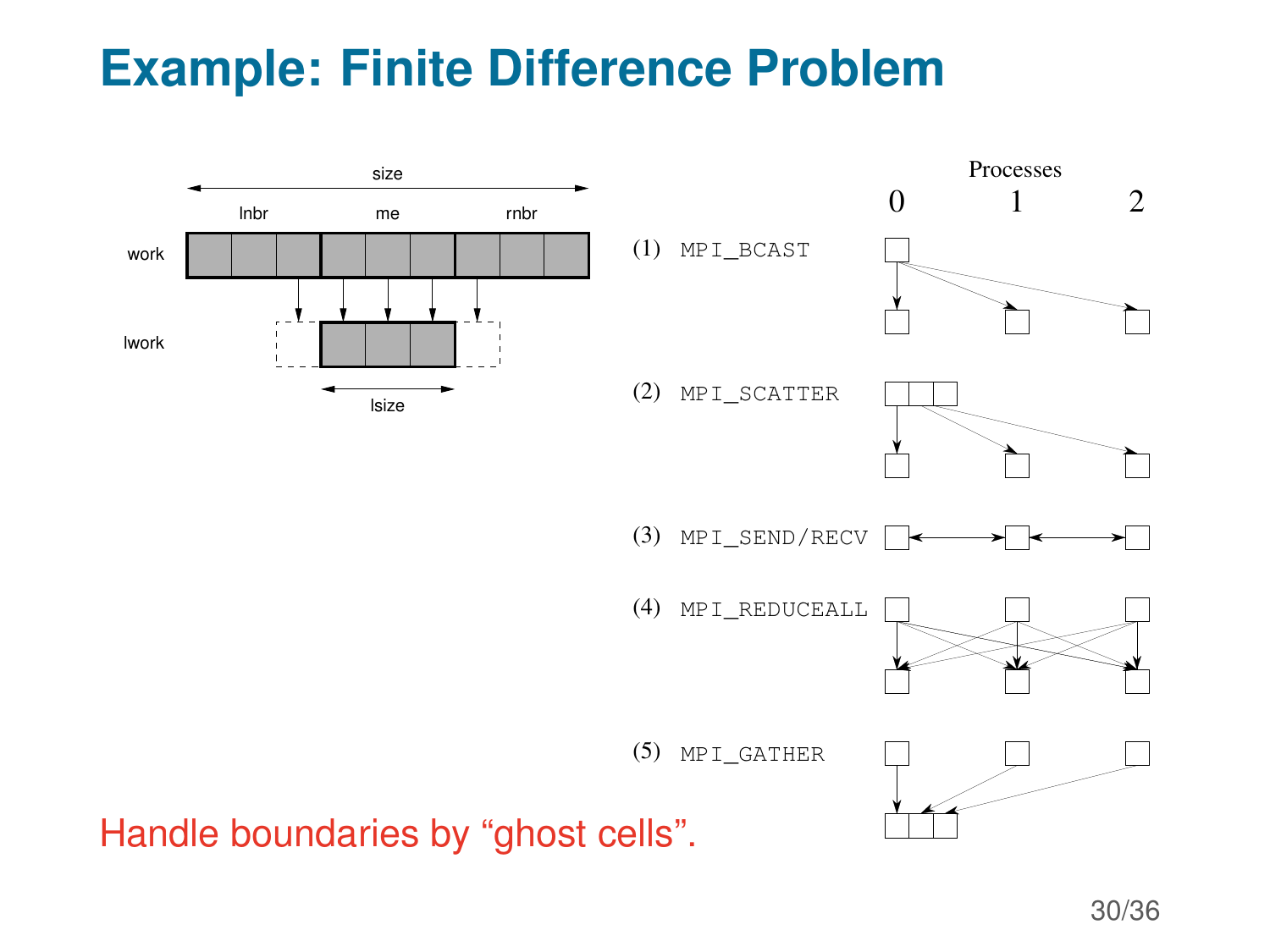# Example: Finite Difference Problem

size

lnbr  me  rnbr

work

lwork

lsize

Processes

0  1  2

(1) MPI_BCAST

(2) MPI_SCATTER

(3) MPI_SEND/RECV

(4) MPI_REDUCEALL

(5) MPI_GATHER

Handle boundaries by “ghost cells”.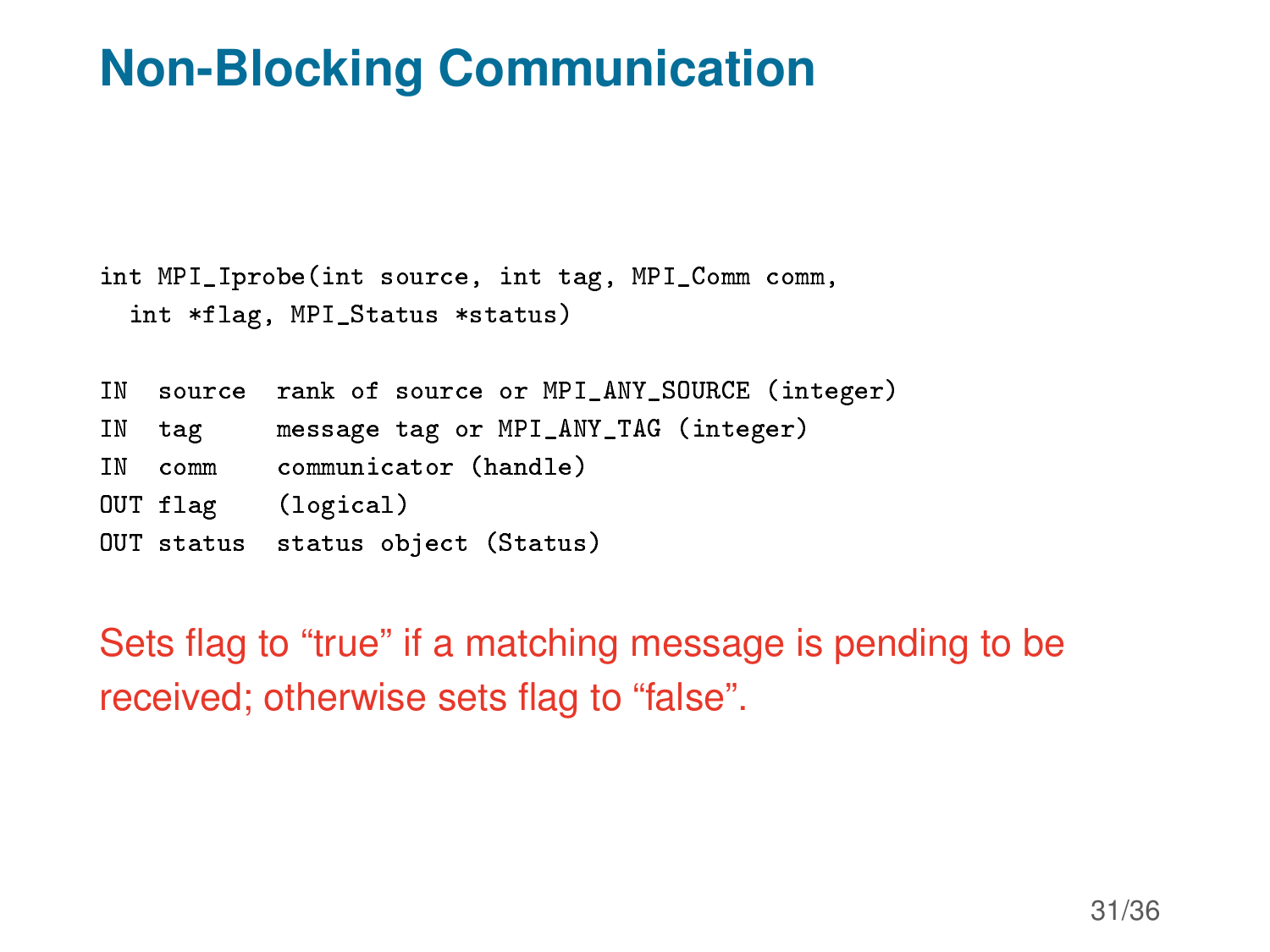# Non-Blocking Communication

```
int MPI_Iprobe(int source, int tag, MPI_Comm comm,
  int *flag, MPI_Status *status)
```

```
IN  source  rank of source or MPI_ANY_SOURCE (integer)
IN  tag     message tag or MPI_ANY_TAG (integer)
IN  comm    communicator (handle)
OUT flag    (logical)
OUT status  status object (Status)
```

Sets flag to “true” if a matching message is pending to be received; otherwise sets flag to “false”.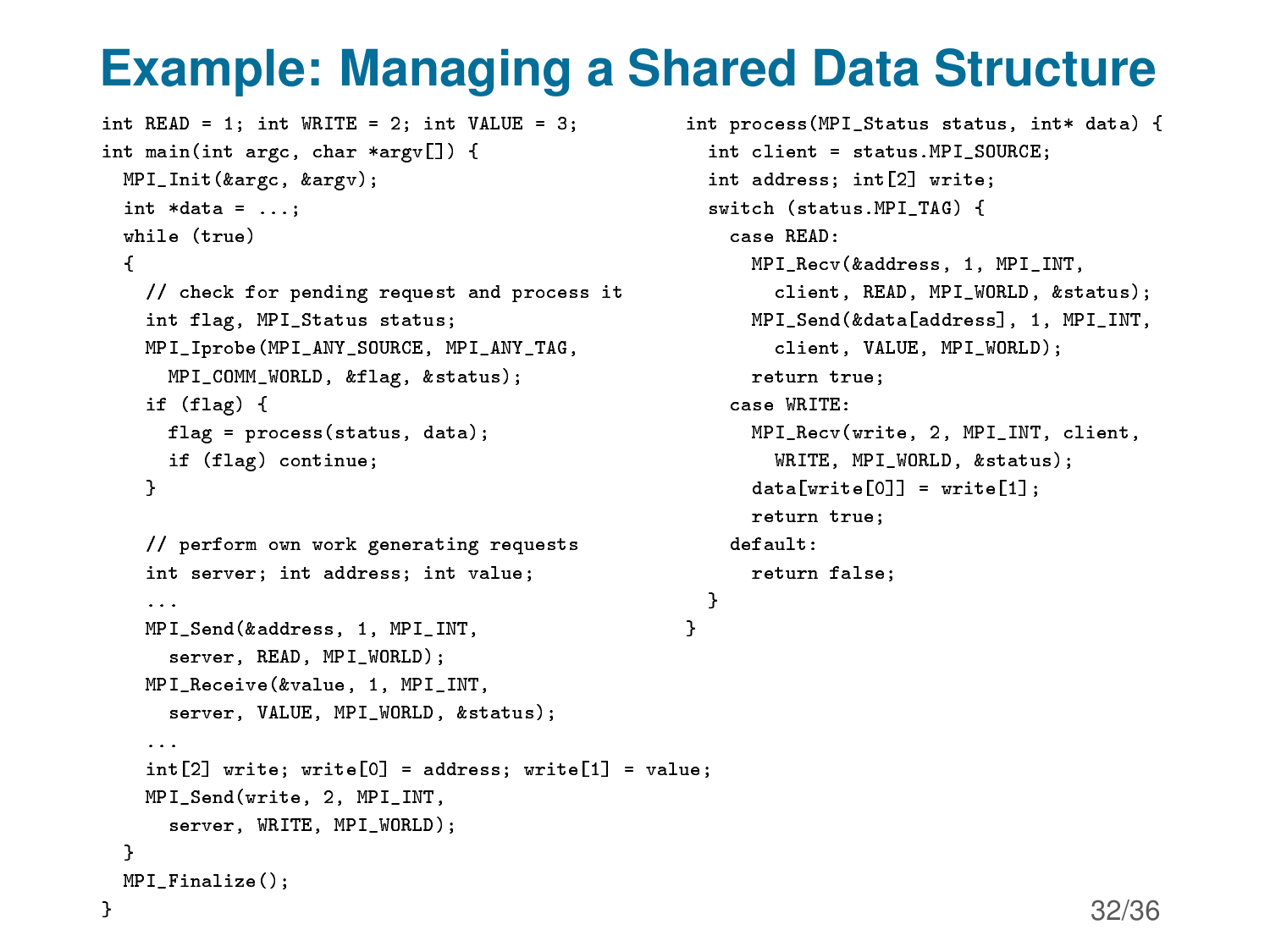# Example: Managing a Shared Data Structure

```
int READ = 1; int WRITE = 2; int VALUE = 3;
int main(int argc, char *argv[]) {
  MPI_Init(&argc, &argv);
  int *data = ...;
  while (true)
  {
    // check for pending request and process it
    int flag, MPI_Status status;
    MPI_Iprobe(MPI_ANY_SOURCE, MPI_ANY_TAG,
      MPI_COMM_WORLD, &flag, &status);
    if (flag) {
      flag = process(status, data);
      if (flag) continue;
    }

    // perform own work generating requests
    int server; int address; int value;
    ...
    MPI_Send(&address, 1, MPI_INT,
      server, READ, MPI_WORLD);
    MPI_Receive(&value, 1, MPI_INT,
      server, VALUE, MPI_WORLD, &status);
    ...
    int[2] write; write[0] = address; write[1] = value;
    MPI_Send(write, 2, MPI_INT,
      server, WRITE, MPI_WORLD);
  }
  MPI_Finalize();
}
```

```
int process(MPI_Status status, int* data) {
  int client = status.MPI_SOURCE;
  int address; int[2] write;
  switch (status.MPI_TAG) {
    case READ:
      MPI_Recv(&address, 1, MPI_INT,
        client, READ, MPI_WORLD, &status);
      MPI_Send(&data[address], 1, MPI_INT,
        client, VALUE, MPI_WORLD);
      return true;
    case WRITE:
      MPI_Recv(write, 2, MPI_INT, client,
        WRITE, MPI_WORLD, &status);
      data[write[0]] = write[1];
      return true;
    default:
      return false;
  }
}
```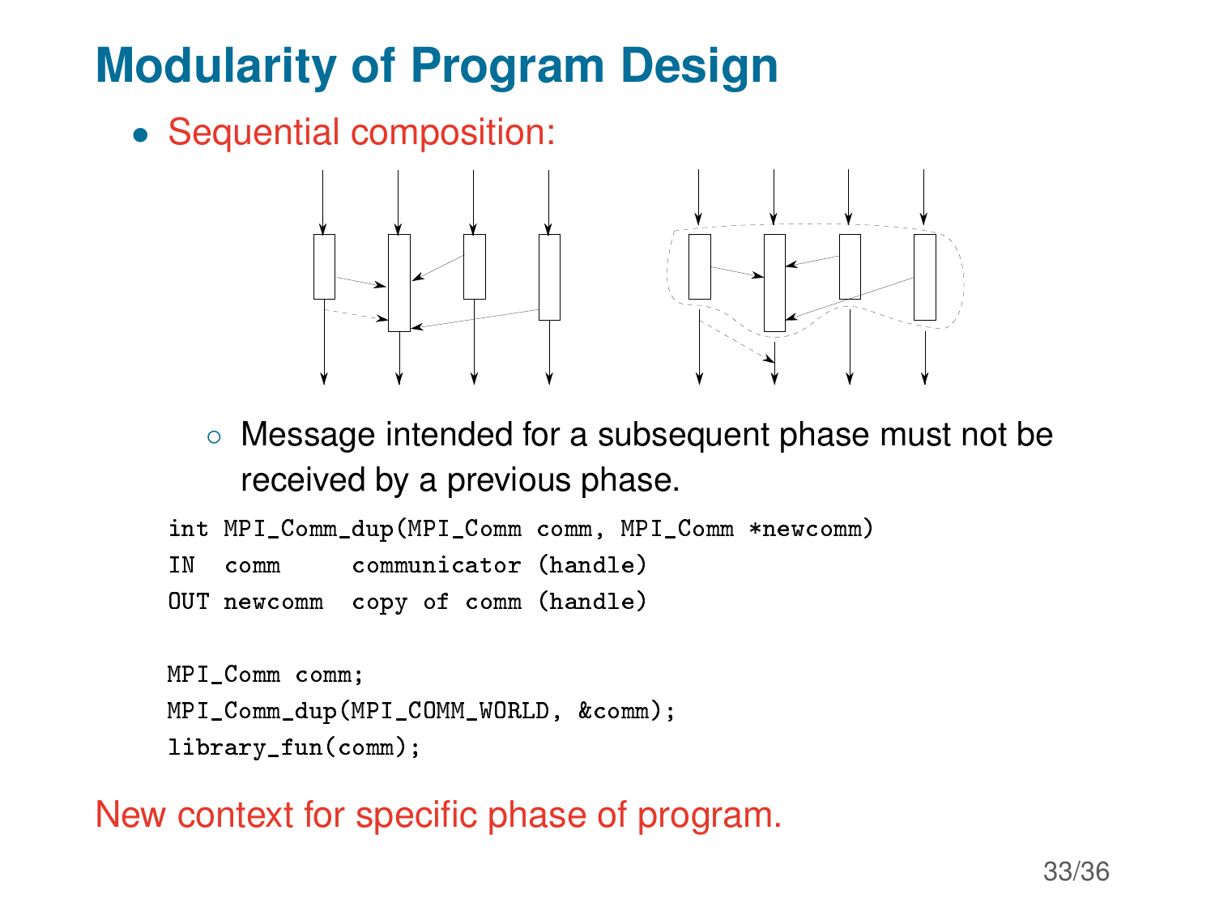# Modularity of Program Design

- Sequential composition:
  - Message intended for a subsequent phase must not be received by a previous phase.

```
int MPI_Comm_dup(MPI_Comm comm, MPI_Comm *newcomm)
IN  comm     communicator (handle)
OUT newcomm  copy of comm (handle)
```

```
MPI_Comm comm;
MPI_Comm_dup(MPI_COMM_WORLD, &comm);
library_fun(comm);
```

New context for specific phase of program.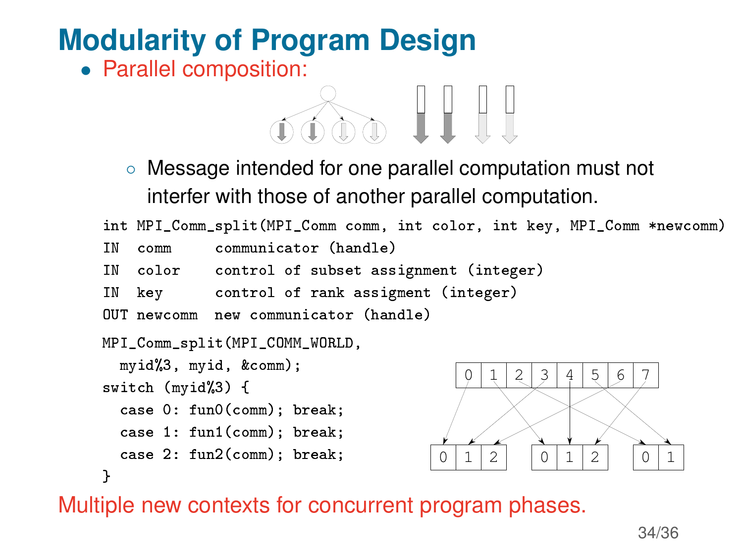# Modularity of Program Design

- Parallel composition:
  - Message intended for one parallel computation must not interfer with those of another parallel computation.

```
int MPI_Comm_split(MPI_Comm comm, int color, int key, MPI_Comm *newcomm)
IN  comm     communicator (handle)
IN  color    control of subset assignment (integer)
IN  key      control of rank assigment (integer)
OUT newcomm  new communicator (handle)
```

```
MPI_Comm_split(MPI_COMM_WORLD,
  myid%3, myid, &comm);
switch (myid%3) {
  case 0: fun0(comm); break;
  case 1: fun1(comm); break;
  case 2: fun2(comm); break;
}
```

Multiple new contexts for concurrent program phases.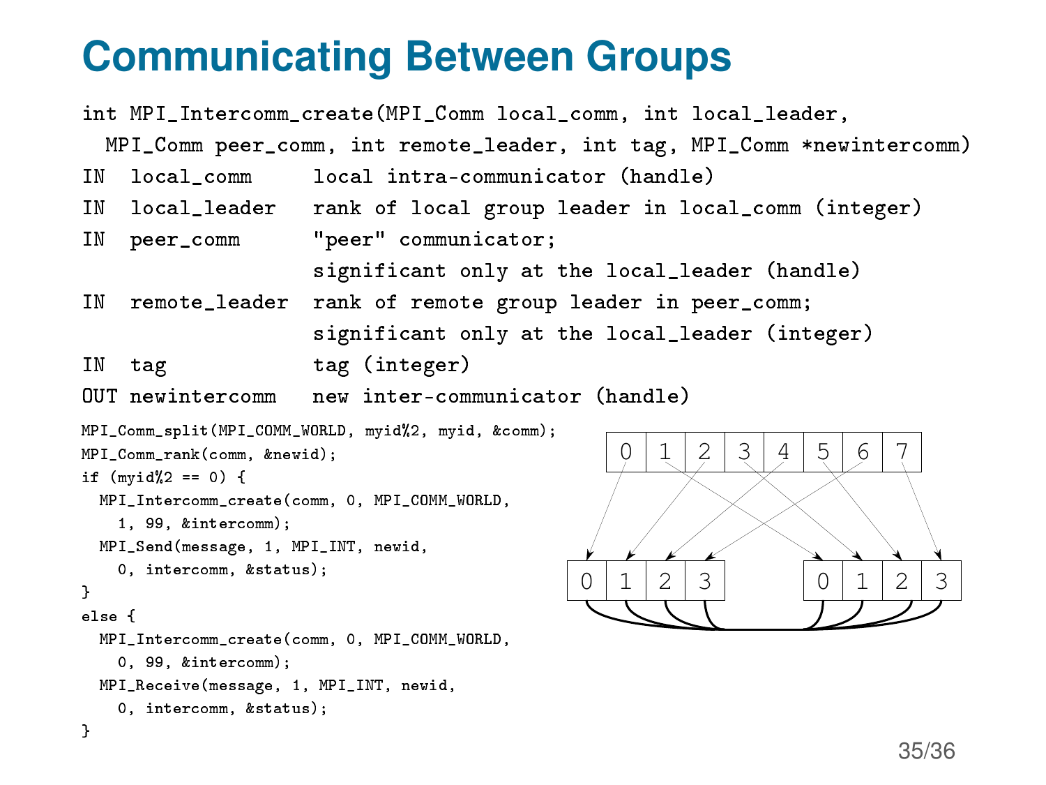# Communicating Between Groups

```
int MPI_Intercomm_create(MPI_Comm local_comm, int local_leader,
  MPI_Comm peer_comm, int remote_leader, int tag, MPI_Comm *newintercomm)
IN  local_comm     local intra-communicator (handle)
IN  local_leader   rank of local group leader in local_comm (integer)
IN  peer_comm      "peer" communicator;
                   significant only at the local_leader (handle)
IN  remote_leader  rank of remote group leader in peer_comm;
                   significant only at the local_leader (integer)
IN  tag            tag (integer)
OUT newintercomm   new inter-communicator (handle)
```

```
MPI_Comm_split(MPI_COMM_WORLD, myid%2, myid, &comm);
MPI_Comm_rank(comm, &newid);
if (myid%2 == 0) {
  MPI_Intercomm_create(comm, 0, MPI_COMM_WORLD,
    1, 99, &intercomm);
  MPI_Send(message, 1, MPI_INT, newid,
    0, intercomm, &status);
}
else {
  MPI_Intercomm_create(comm, 0, MPI_COMM_WORLD,
    0, 99, &intercomm);
  MPI_Receive(message, 1, MPI_INT, newid,
    0, intercomm, &status);
}
```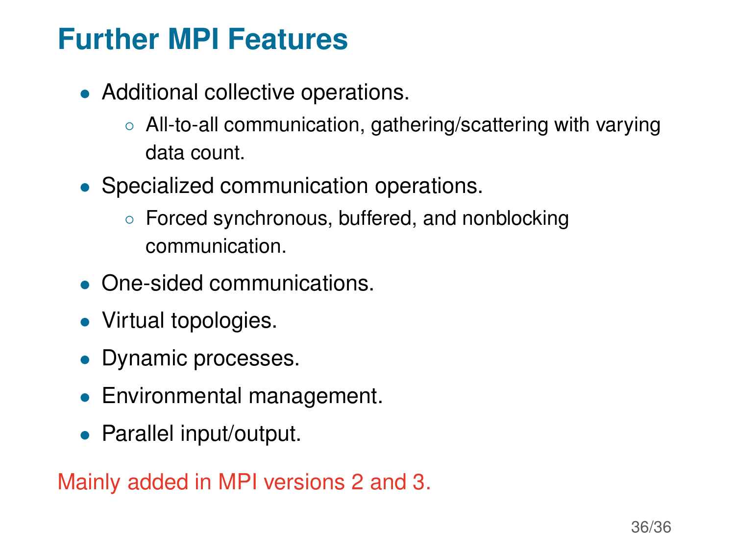# Further MPI Features

- Additional collective operations.
  - All-to-all communication, gathering/scattering with varying data count.
- Specialized communication operations.
  - Forced synchronous, buffered, and nonblocking communication.
- One-sided communications.
- Virtual topologies.
- Dynamic processes.
- Environmental management.
- Parallel input/output.

Mainly added in MPI versions 2 and 3.